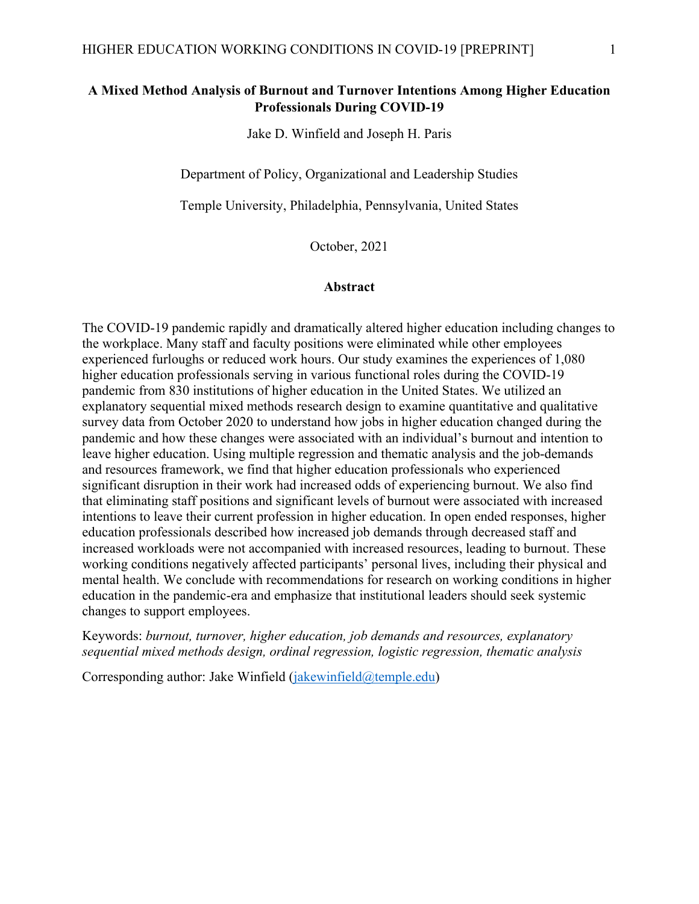# A Mixed Method Analysis of Burnout and Turnover Intentions Among Higher Education Professionals During COVID-19

Jake D. Winfield and Joseph H. Paris

Department of Policy, Organizational and Leadership Studies

Temple University, Philadelphia, Pennsylvania, United States

October, 2021

## Abstract

The COVID-19 pandemic rapidly and dramatically altered higher education including changes to the workplace. Many staff and faculty positions were eliminated while other employees experienced furloughs or reduced work hours. Our study examines the experiences of 1,080 higher education professionals serving in various functional roles during the COVID-19 pandemic from 830 institutions of higher education in the United States. We utilized an explanatory sequential mixed methods research design to examine quantitative and qualitative survey data from October 2020 to understand how jobs in higher education changed during the pandemic and how these changes were associated with an individual's burnout and intention to leave higher education. Using multiple regression and thematic analysis and the job-demands and resources framework, we find that higher education professionals who experienced significant disruption in their work had increased odds of experiencing burnout. We also find that eliminating staff positions and significant levels of burnout were associated with increased intentions to leave their current profession in higher education. In open ended responses, higher education professionals described how increased job demands through decreased staff and increased workloads were not accompanied with increased resources, leading to burnout. These working conditions negatively affected participants' personal lives, including their physical and mental health. We conclude with recommendations for research on working conditions in higher education in the pandemic-era and emphasize that institutional leaders should seek systemic changes to support employees.

Keywords: *burnout, turnover, higher education, job demands and resources, explanatory sequential mixed methods design, ordinal regression, logistic regression, thematic analysis*

Corresponding author: Jake Winfield (jakewinfield@temple.edu)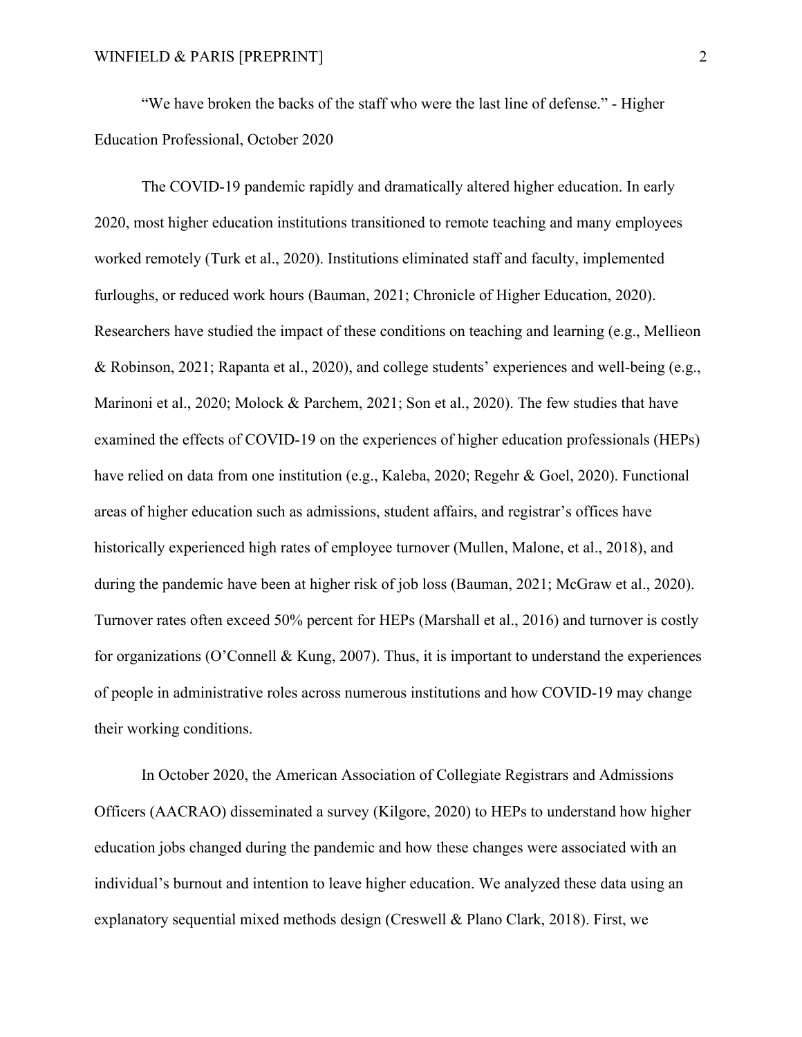"We have broken the backs of the staff who were the last line of defense." - Higher Education Professional, October 2020

The COVID-19 pandemic rapidly and dramatically altered higher education. In early 2020, most higher education institutions transitioned to remote teaching and many employees worked remotely (Turk et al., 2020). Institutions eliminated staff and faculty, implemented furloughs, or reduced work hours (Bauman, 2021; Chronicle of Higher Education, 2020). Researchers have studied the impact of these conditions on teaching and learning (e.g., Mellieon & Robinson, 2021; Rapanta et al., 2020), and college students' experiences and well-being (e.g., Marinoni et al., 2020; Molock & Parchem, 2021; Son et al., 2020). The few studies that have examined the effects of COVID-19 on the experiences of higher education professionals (HEPs) have relied on data from one institution (e.g., Kaleba, 2020; Regehr & Goel, 2020). Functional areas of higher education such as admissions, student affairs, and registrar's offices have historically experienced high rates of employee turnover (Mullen, Malone, et al., 2018), and during the pandemic have been at higher risk of job loss (Bauman, 2021; McGraw et al., 2020). Turnover rates often exceed 50% percent for HEPs (Marshall et al., 2016) and turnover is costly for organizations (O'Connell & Kung, 2007). Thus, it is important to understand the experiences of people in administrative roles across numerous institutions and how COVID-19 may change their working conditions.

In October 2020, the American Association of Collegiate Registrars and Admissions Officers (AACRAO) disseminated a survey (Kilgore, 2020) to HEPs to understand how higher education jobs changed during the pandemic and how these changes were associated with an individual's burnout and intention to leave higher education. We analyzed these data using an explanatory sequential mixed methods design (Creswell & Plano Clark, 2018). First, we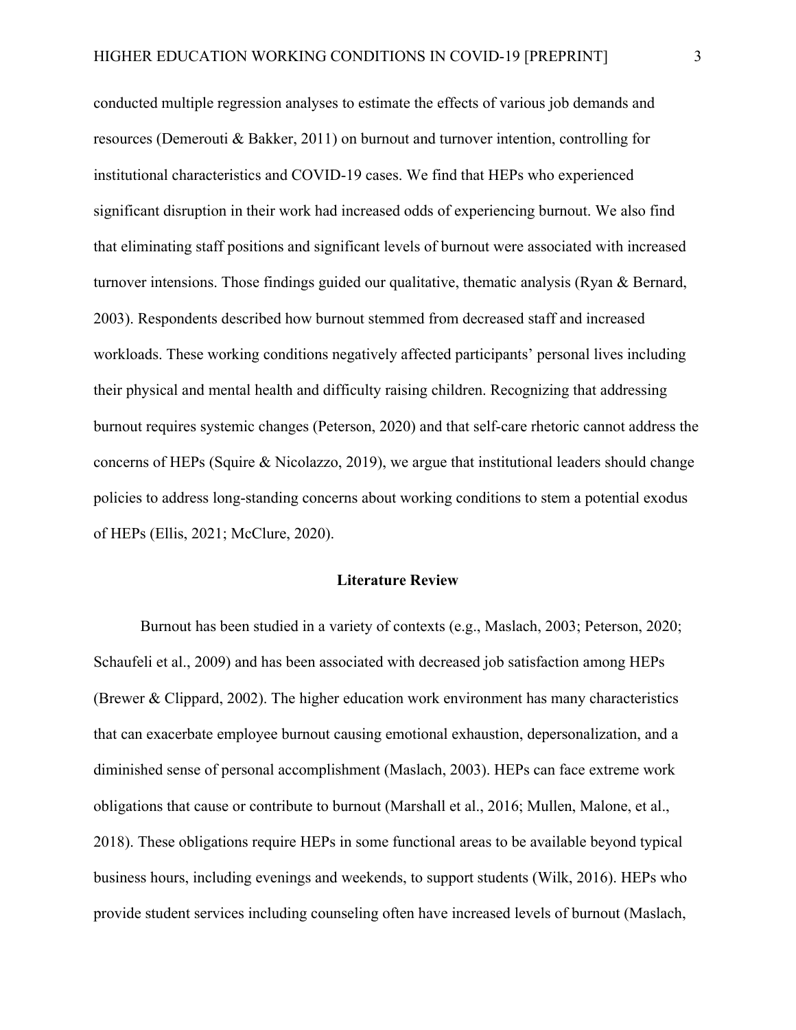conducted multiple regression analyses to estimate the effects of various job demands and resources (Demerouti & Bakker, 2011) on burnout and turnover intention, controlling for institutional characteristics and COVID-19 cases. We find that HEPs who experienced significant disruption in their work had increased odds of experiencing burnout. We also find that eliminating staff positions and significant levels of burnout were associated with increased turnover intensions. Those findings guided our qualitative, thematic analysis (Ryan & Bernard, 2003). Respondents described how burnout stemmed from decreased staff and increased workloads. These working conditions negatively affected participants' personal lives including their physical and mental health and difficulty raising children. Recognizing that addressing burnout requires systemic changes (Peterson, 2020) and that self-care rhetoric cannot address the concerns of HEPs (Squire & Nicolazzo, 2019), we argue that institutional leaders should change policies to address long-standing concerns about working conditions to stem a potential exodus of HEPs (Ellis, 2021; McClure, 2020).

## Literature Review

Burnout has been studied in a variety of contexts (e.g., Maslach, 2003; Peterson, 2020; Schaufeli et al., 2009) and has been associated with decreased job satisfaction among HEPs (Brewer & Clippard, 2002). The higher education work environment has many characteristics that can exacerbate employee burnout causing emotional exhaustion, depersonalization, and a diminished sense of personal accomplishment (Maslach, 2003). HEPs can face extreme work obligations that cause or contribute to burnout (Marshall et al., 2016; Mullen, Malone, et al., 2018). These obligations require HEPs in some functional areas to be available beyond typical business hours, including evenings and weekends, to support students (Wilk, 2016). HEPs who provide student services including counseling often have increased levels of burnout (Maslach,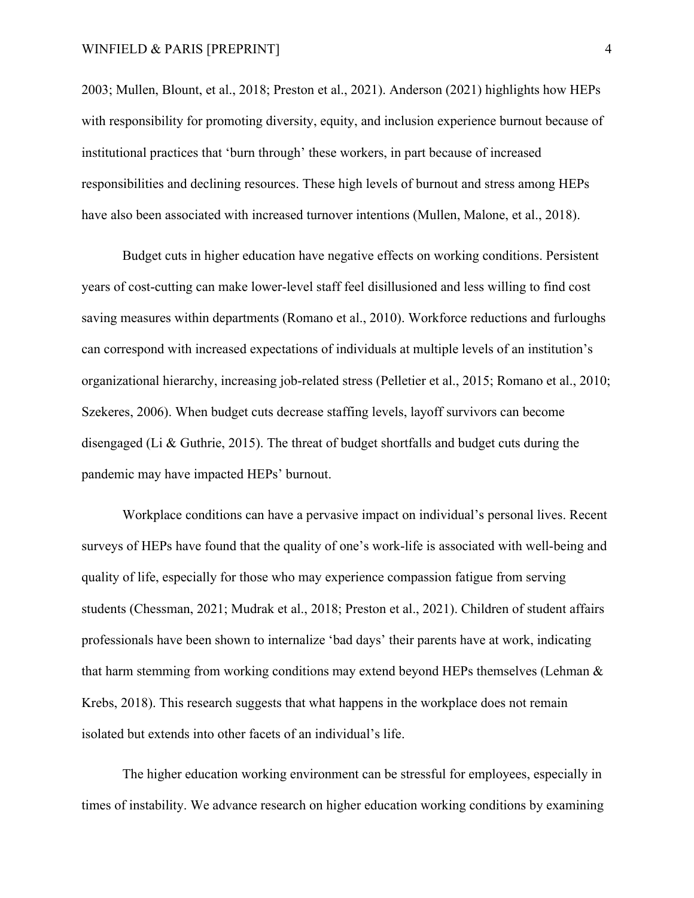2003; Mullen, Blount, et al., 2018; Preston et al., 2021). Anderson (2021) highlights how HEPs with responsibility for promoting diversity, equity, and inclusion experience burnout because of institutional practices that 'burn through' these workers, in part because of increased responsibilities and declining resources. These high levels of burnout and stress among HEPs have also been associated with increased turnover intentions (Mullen, Malone, et al., 2018).

Budget cuts in higher education have negative effects on working conditions. Persistent years of cost-cutting can make lower-level staff feel disillusioned and less willing to find cost saving measures within departments (Romano et al., 2010). Workforce reductions and furloughs can correspond with increased expectations of individuals at multiple levels of an institution's organizational hierarchy, increasing job-related stress (Pelletier et al., 2015; Romano et al., 2010; Szekeres, 2006). When budget cuts decrease staffing levels, layoff survivors can become disengaged (Li & Guthrie, 2015). The threat of budget shortfalls and budget cuts during the pandemic may have impacted HEPs' burnout.

Workplace conditions can have a pervasive impact on individual's personal lives. Recent surveys of HEPs have found that the quality of one's work-life is associated with well-being and quality of life, especially for those who may experience compassion fatigue from serving students (Chessman, 2021; Mudrak et al., 2018; Preston et al., 2021). Children of student affairs professionals have been shown to internalize 'bad days' their parents have at work, indicating that harm stemming from working conditions may extend beyond HEPs themselves (Lehman & Krebs, 2018). This research suggests that what happens in the workplace does not remain isolated but extends into other facets of an individual's life.

The higher education working environment can be stressful for employees, especially in times of instability. We advance research on higher education working conditions by examining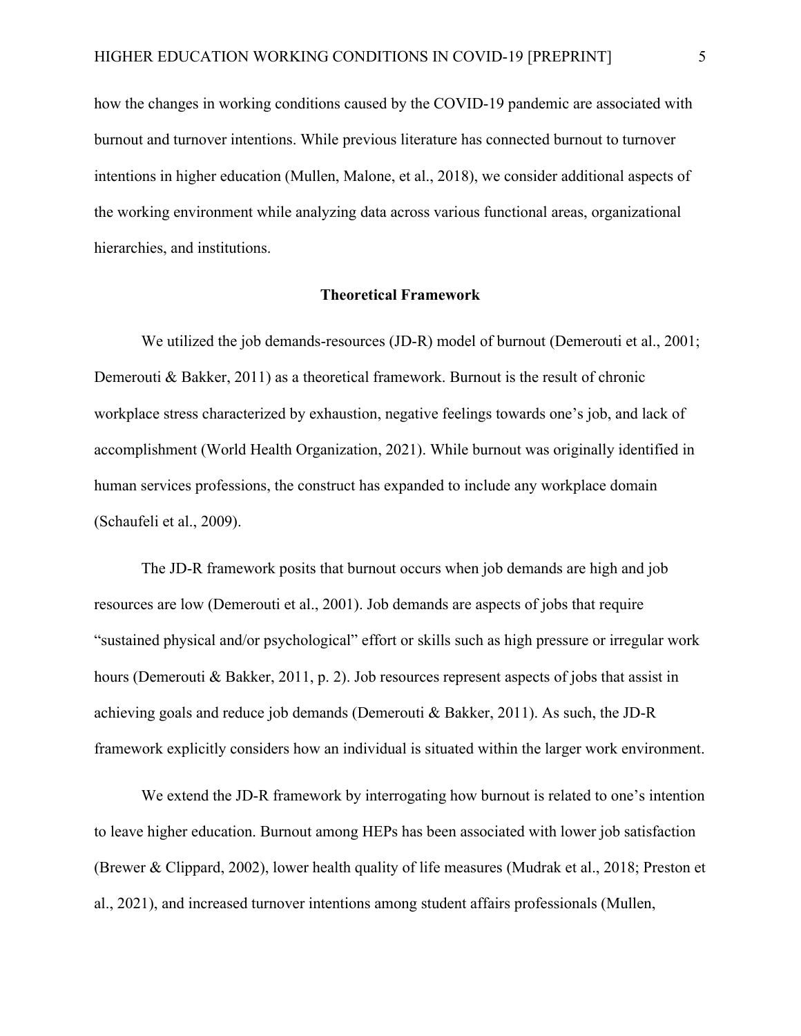how the changes in working conditions caused by the COVID-19 pandemic are associated with burnout and turnover intentions. While previous literature has connected burnout to turnover intentions in higher education (Mullen, Malone, et al., 2018), we consider additional aspects of the working environment while analyzing data across various functional areas, organizational hierarchies, and institutions.

## Theoretical Framework

We utilized the job demands-resources (JD-R) model of burnout (Demerouti et al., 2001; Demerouti & Bakker, 2011) as a theoretical framework. Burnout is the result of chronic workplace stress characterized by exhaustion, negative feelings towards one's job, and lack of accomplishment (World Health Organization, 2021). While burnout was originally identified in human services professions, the construct has expanded to include any workplace domain (Schaufeli et al., 2009).

The JD-R framework posits that burnout occurs when job demands are high and job resources are low (Demerouti et al., 2001). Job demands are aspects of jobs that require "sustained physical and/or psychological" effort or skills such as high pressure or irregular work hours (Demerouti & Bakker, 2011, p. 2). Job resources represent aspects of jobs that assist in achieving goals and reduce job demands (Demerouti & Bakker, 2011). As such, the JD-R framework explicitly considers how an individual is situated within the larger work environment.

We extend the JD-R framework by interrogating how burnout is related to one's intention to leave higher education. Burnout among HEPs has been associated with lower job satisfaction (Brewer & Clippard, 2002), lower health quality of life measures (Mudrak et al., 2018; Preston et al., 2021), and increased turnover intentions among student affairs professionals (Mullen,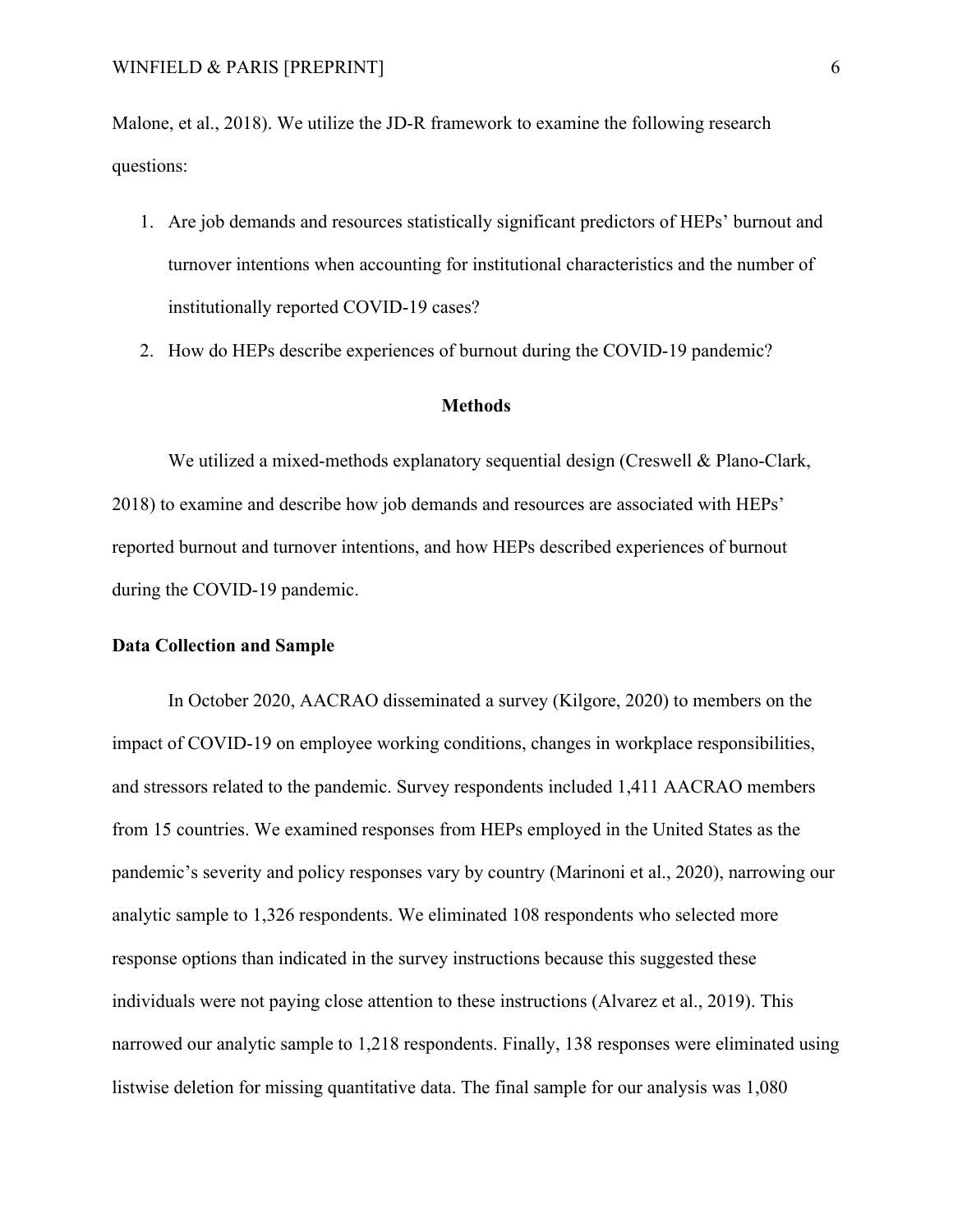Malone, et al., 2018). We utilize the JD-R framework to examine the following research questions:

1. Are job demands and resources statistically significant predictors of HEPs' burnout and turnover intentions when accounting for institutional characteristics and the number of institutionally reported COVID-19 cases?
2. How do HEPs describe experiences of burnout during the COVID-19 pandemic?

## Methods

We utilized a mixed-methods explanatory sequential design (Creswell & Plano-Clark, 2018) to examine and describe how job demands and resources are associated with HEPs' reported burnout and turnover intentions, and how HEPs described experiences of burnout during the COVID-19 pandemic.

### Data Collection and Sample

In October 2020, AACRAO disseminated a survey (Kilgore, 2020) to members on the impact of COVID-19 on employee working conditions, changes in workplace responsibilities, and stressors related to the pandemic. Survey respondents included 1,411 AACRAO members from 15 countries. We examined responses from HEPs employed in the United States as the pandemic's severity and policy responses vary by country (Marinoni et al., 2020), narrowing our analytic sample to 1,326 respondents. We eliminated 108 respondents who selected more response options than indicated in the survey instructions because this suggested these individuals were not paying close attention to these instructions (Alvarez et al., 2019). This narrowed our analytic sample to 1,218 respondents. Finally, 138 responses were eliminated using listwise deletion for missing quantitative data. The final sample for our analysis was 1,080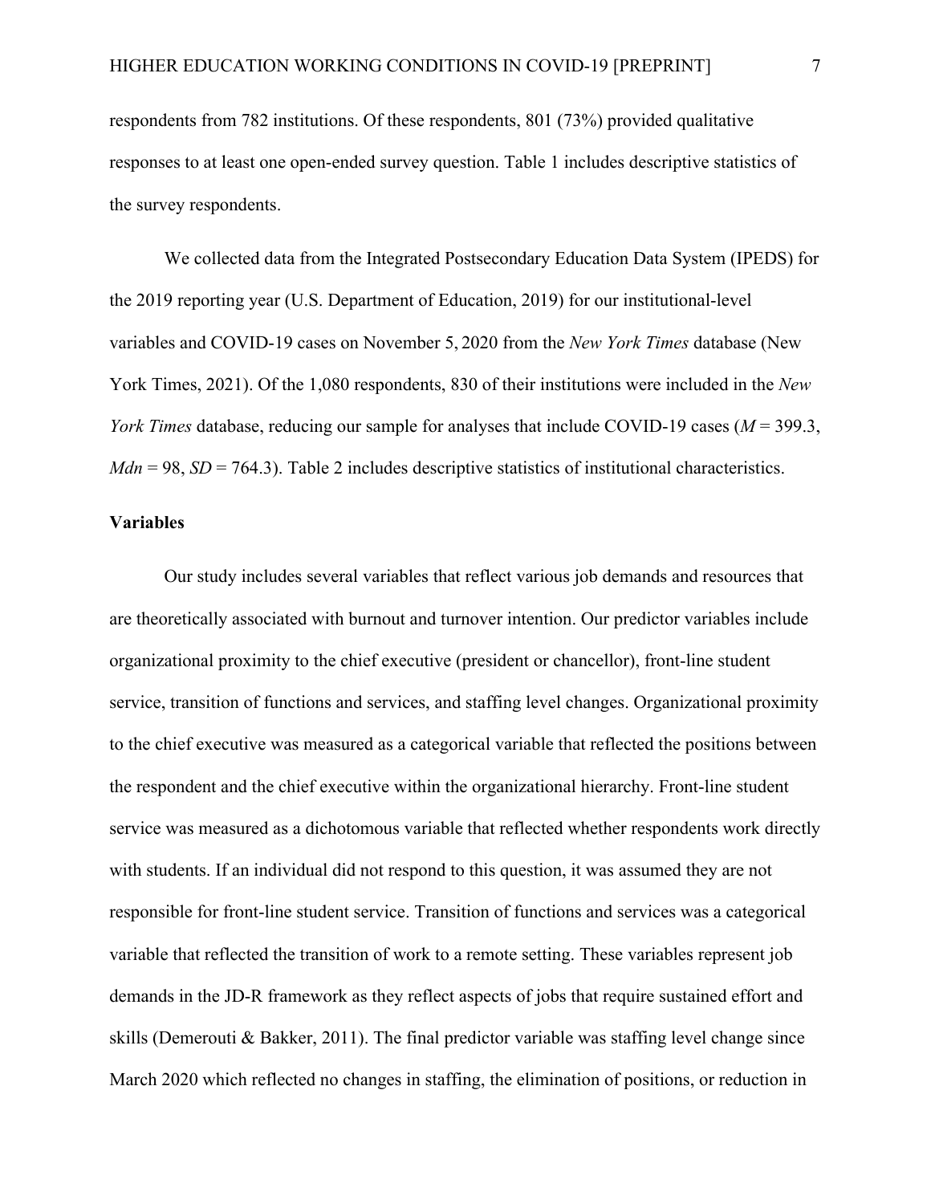respondents from 782 institutions. Of these respondents, 801 (73%) provided qualitative responses to at least one open-ended survey question. Table 1 includes descriptive statistics of the survey respondents.

We collected data from the Integrated Postsecondary Education Data System (IPEDS) for the 2019 reporting year (U.S. Department of Education, 2019) for our institutional-level variables and COVID-19 cases on November 5, 2020 from the *New York Times* database (New York Times, 2021). Of the 1,080 respondents, 830 of their institutions were included in the *New York Times* database, reducing our sample for analyses that include COVID-19 cases ($M$ = 399.3, $Mdn$ = 98, $SD$ = 764.3). Table 2 includes descriptive statistics of institutional characteristics.

## Variables

Our study includes several variables that reflect various job demands and resources that are theoretically associated with burnout and turnover intention. Our predictor variables include organizational proximity to the chief executive (president or chancellor), front-line student service, transition of functions and services, and staffing level changes. Organizational proximity to the chief executive was measured as a categorical variable that reflected the positions between the respondent and the chief executive within the organizational hierarchy. Front-line student service was measured as a dichotomous variable that reflected whether respondents work directly with students. If an individual did not respond to this question, it was assumed they are not responsible for front-line student service. Transition of functions and services was a categorical variable that reflected the transition of work to a remote setting. These variables represent job demands in the JD-R framework as they reflect aspects of jobs that require sustained effort and skills (Demerouti & Bakker, 2011). The final predictor variable was staffing level change since March 2020 which reflected no changes in staffing, the elimination of positions, or reduction in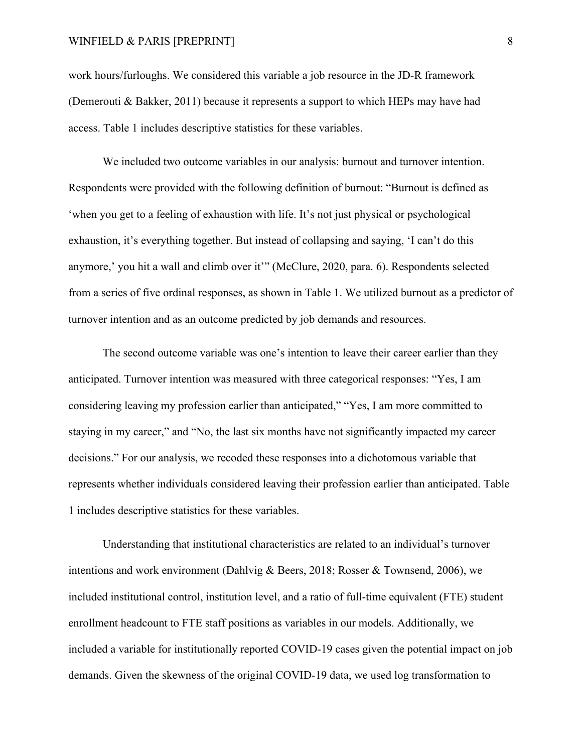work hours/furloughs. We considered this variable a job resource in the JD-R framework (Demerouti & Bakker, 2011) because it represents a support to which HEPs may have had access. Table 1 includes descriptive statistics for these variables.

We included two outcome variables in our analysis: burnout and turnover intention. Respondents were provided with the following definition of burnout: "Burnout is defined as 'when you get to a feeling of exhaustion with life. It's not just physical or psychological exhaustion, it's everything together. But instead of collapsing and saying, 'I can't do this anymore,' you hit a wall and climb over it'" (McClure, 2020, para. 6). Respondents selected from a series of five ordinal responses, as shown in Table 1. We utilized burnout as a predictor of turnover intention and as an outcome predicted by job demands and resources.

The second outcome variable was one's intention to leave their career earlier than they anticipated. Turnover intention was measured with three categorical responses: "Yes, I am considering leaving my profession earlier than anticipated," "Yes, I am more committed to staying in my career," and "No, the last six months have not significantly impacted my career decisions." For our analysis, we recoded these responses into a dichotomous variable that represents whether individuals considered leaving their profession earlier than anticipated. Table 1 includes descriptive statistics for these variables.

Understanding that institutional characteristics are related to an individual's turnover intentions and work environment (Dahlvig & Beers, 2018; Rosser & Townsend, 2006), we included institutional control, institution level, and a ratio of full-time equivalent (FTE) student enrollment headcount to FTE staff positions as variables in our models. Additionally, we included a variable for institutionally reported COVID-19 cases given the potential impact on job demands. Given the skewness of the original COVID-19 data, we used log transformation to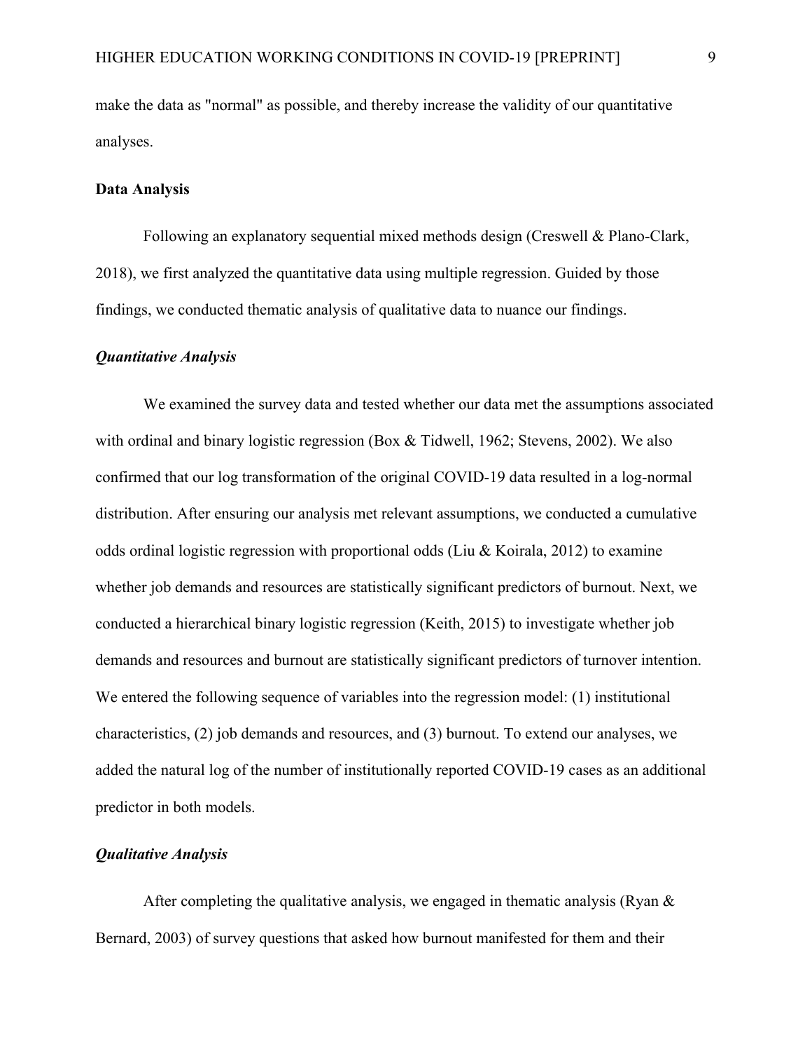make the data as "normal" as possible, and thereby increase the validity of our quantitative analyses.

## Data Analysis

Following an explanatory sequential mixed methods design (Creswell & Plano-Clark, 2018), we first analyzed the quantitative data using multiple regression. Guided by those findings, we conducted thematic analysis of qualitative data to nuance our findings.

### *Quantitative Analysis*

We examined the survey data and tested whether our data met the assumptions associated with ordinal and binary logistic regression (Box & Tidwell, 1962; Stevens, 2002). We also confirmed that our log transformation of the original COVID-19 data resulted in a log-normal distribution. After ensuring our analysis met relevant assumptions, we conducted a cumulative odds ordinal logistic regression with proportional odds (Liu & Koirala, 2012) to examine whether job demands and resources are statistically significant predictors of burnout. Next, we conducted a hierarchical binary logistic regression (Keith, 2015) to investigate whether job demands and resources and burnout are statistically significant predictors of turnover intention. We entered the following sequence of variables into the regression model: (1) institutional characteristics, (2) job demands and resources, and (3) burnout. To extend our analyses, we added the natural log of the number of institutionally reported COVID-19 cases as an additional predictor in both models.

### *Qualitative Analysis*

After completing the qualitative analysis, we engaged in thematic analysis (Ryan & Bernard, 2003) of survey questions that asked how burnout manifested for them and their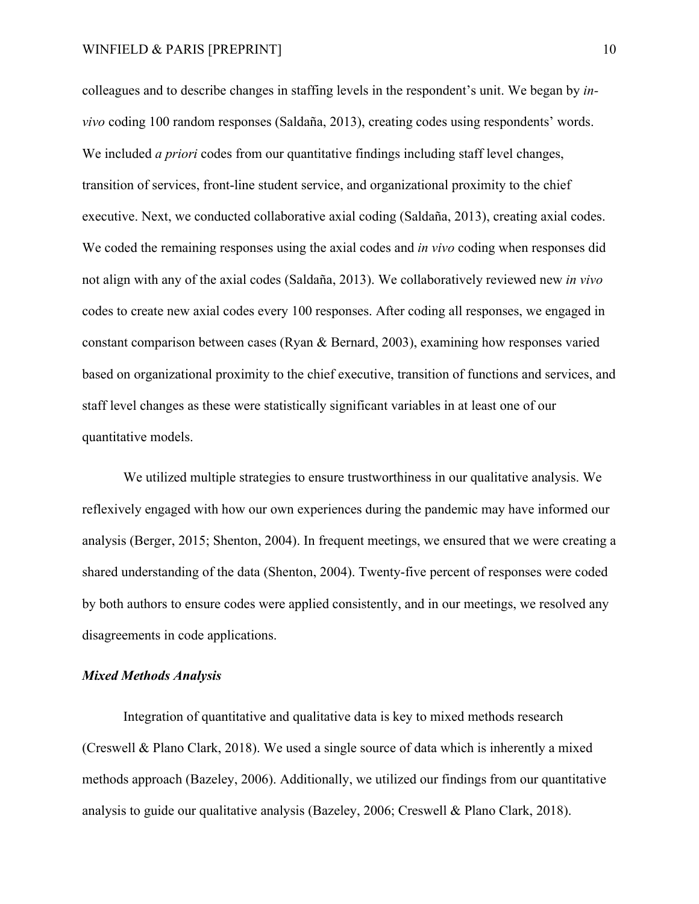colleagues and to describe changes in staffing levels in the respondent's unit. We began by *in-vivo* coding 100 random responses (Saldaña, 2013), creating codes using respondents' words. We included *a priori* codes from our quantitative findings including staff level changes, transition of services, front-line student service, and organizational proximity to the chief executive. Next, we conducted collaborative axial coding (Saldaña, 2013), creating axial codes. We coded the remaining responses using the axial codes and *in vivo* coding when responses did not align with any of the axial codes (Saldaña, 2013). We collaboratively reviewed new *in vivo* codes to create new axial codes every 100 responses. After coding all responses, we engaged in constant comparison between cases (Ryan & Bernard, 2003), examining how responses varied based on organizational proximity to the chief executive, transition of functions and services, and staff level changes as these were statistically significant variables in at least one of our quantitative models.

We utilized multiple strategies to ensure trustworthiness in our qualitative analysis. We reflexively engaged with how our own experiences during the pandemic may have informed our analysis (Berger, 2015; Shenton, 2004). In frequent meetings, we ensured that we were creating a shared understanding of the data (Shenton, 2004). Twenty-five percent of responses were coded by both authors to ensure codes were applied consistently, and in our meetings, we resolved any disagreements in code applications.

### ***Mixed Methods Analysis***

Integration of quantitative and qualitative data is key to mixed methods research (Creswell & Plano Clark, 2018). We used a single source of data which is inherently a mixed methods approach (Bazeley, 2006). Additionally, we utilized our findings from our quantitative analysis to guide our qualitative analysis (Bazeley, 2006; Creswell & Plano Clark, 2018).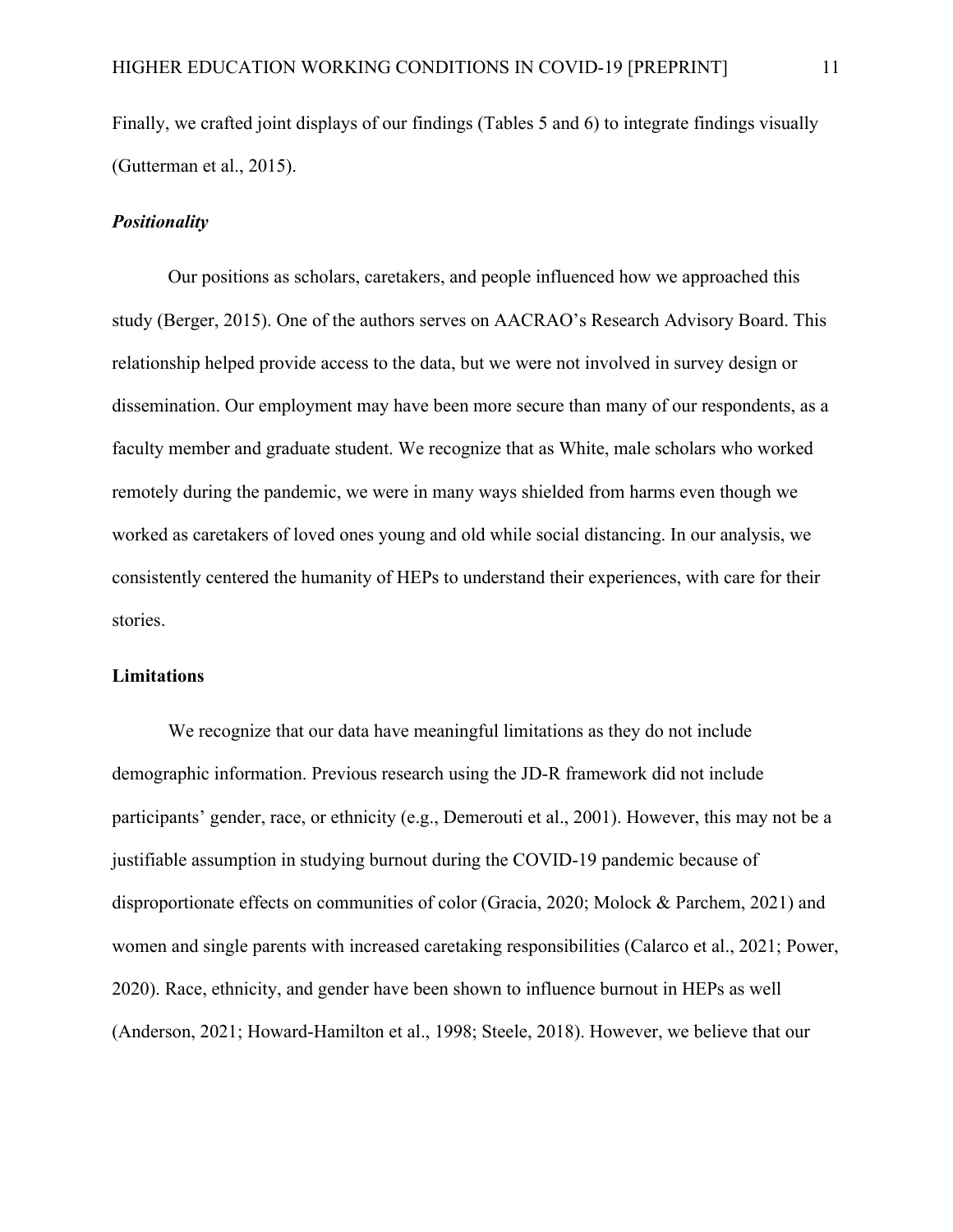Finally, we crafted joint displays of our findings (Tables 5 and 6) to integrate findings visually (Gutterman et al., 2015).

### ***Positionality***

Our positions as scholars, caretakers, and people influenced how we approached this study (Berger, 2015). One of the authors serves on AACRAO's Research Advisory Board. This relationship helped provide access to the data, but we were not involved in survey design or dissemination. Our employment may have been more secure than many of our respondents, as a faculty member and graduate student. We recognize that as White, male scholars who worked remotely during the pandemic, we were in many ways shielded from harms even though we worked as caretakers of loved ones young and old while social distancing. In our analysis, we consistently centered the humanity of HEPs to understand their experiences, with care for their stories.

## **Limitations**

We recognize that our data have meaningful limitations as they do not include demographic information. Previous research using the JD-R framework did not include participants' gender, race, or ethnicity (e.g., Demerouti et al., 2001). However, this may not be a justifiable assumption in studying burnout during the COVID-19 pandemic because of disproportionate effects on communities of color (Gracia, 2020; Molock & Parchem, 2021) and women and single parents with increased caretaking responsibilities (Calarco et al., 2021; Power, 2020). Race, ethnicity, and gender have been shown to influence burnout in HEPs as well (Anderson, 2021; Howard-Hamilton et al., 1998; Steele, 2018). However, we believe that our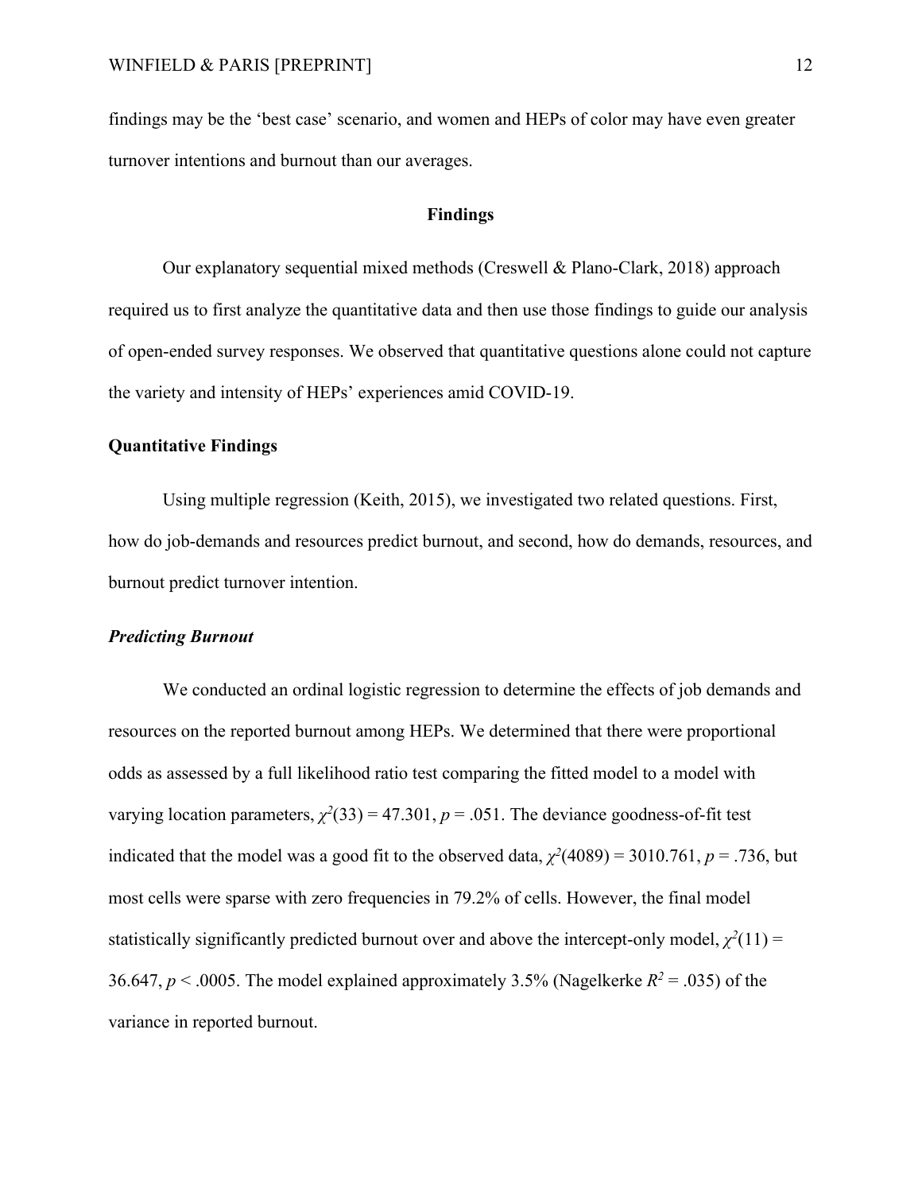findings may be the 'best case' scenario, and women and HEPs of color may have even greater turnover intentions and burnout than our averages.

## Findings

Our explanatory sequential mixed methods (Creswell & Plano-Clark, 2018) approach required us to first analyze the quantitative data and then use those findings to guide our analysis of open-ended survey responses. We observed that quantitative questions alone could not capture the variety and intensity of HEPs' experiences amid COVID-19.

### Quantitative Findings

Using multiple regression (Keith, 2015), we investigated two related questions. First, how do job-demands and resources predict burnout, and second, how do demands, resources, and burnout predict turnover intention.

#### *Predicting Burnout*

We conducted an ordinal logistic regression to determine the effects of job demands and resources on the reported burnout among HEPs. We determined that there were proportional odds as assessed by a full likelihood ratio test comparing the fitted model to a model with varying location parameters, $\chi^2(33) = 47.301$, $p = .051$. The deviance goodness-of-fit test indicated that the model was a good fit to the observed data, $\chi^2(4089) = 3010.761$, $p = .736$, but most cells were sparse with zero frequencies in 79.2% of cells. However, the final model statistically significantly predicted burnout over and above the intercept-only model, $\chi^2(11) = 36.647$, $p < .0005$. The model explained approximately 3.5% (Nagelkerke $R^2 = .035$) of the variance in reported burnout.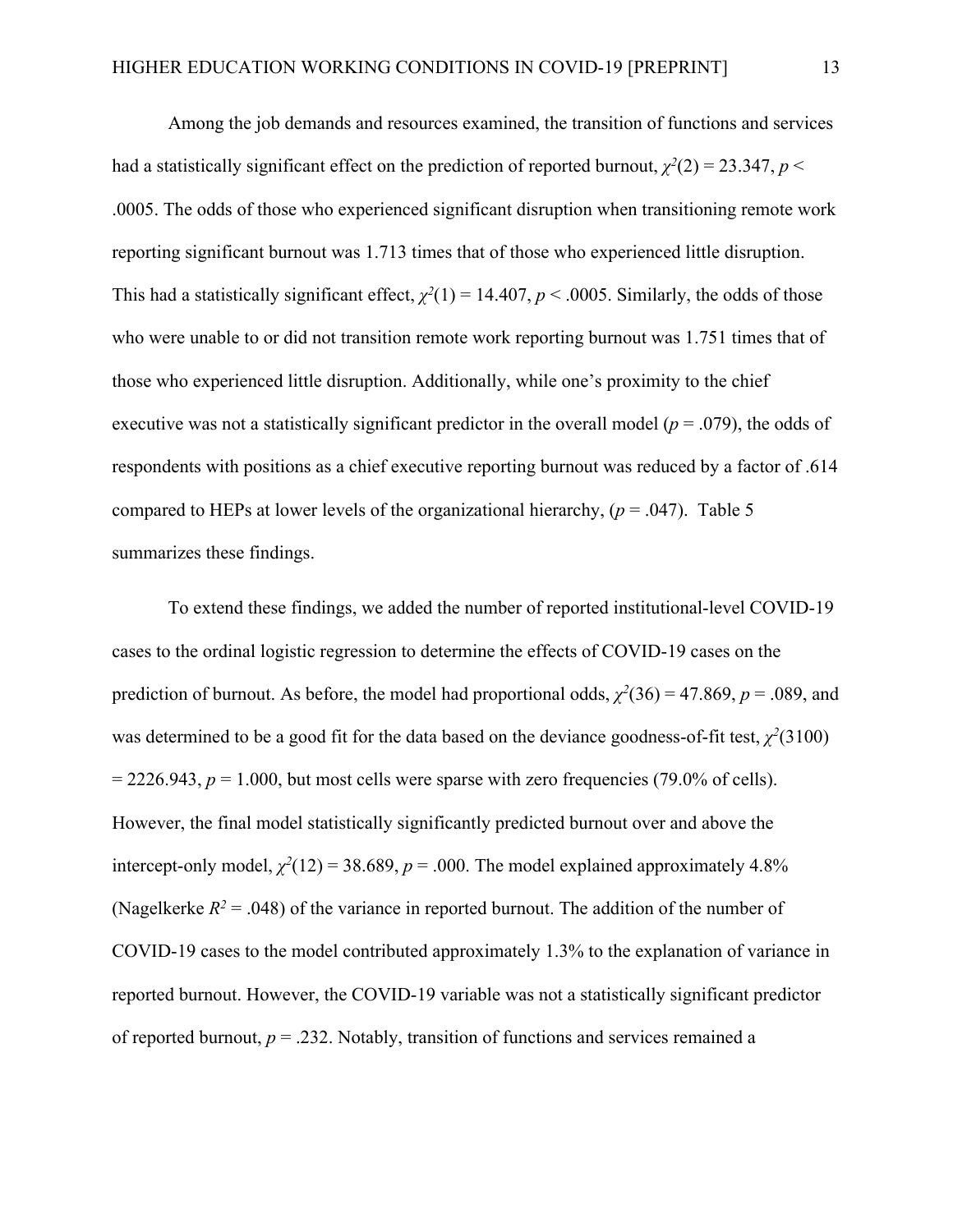Among the job demands and resources examined, the transition of functions and services had a statistically significant effect on the prediction of reported burnout, $\chi^2(2) = 23.347$, $p < .0005$. The odds of those who experienced significant disruption when transitioning remote work reporting significant burnout was 1.713 times that of those who experienced little disruption. This had a statistically significant effect, $\chi^2(1) = 14.407$, $p < .0005$. Similarly, the odds of those who were unable to or did not transition remote work reporting burnout was 1.751 times that of those who experienced little disruption. Additionally, while one's proximity to the chief executive was not a statistically significant predictor in the overall model ($p = .079$), the odds of respondents with positions as a chief executive reporting burnout was reduced by a factor of .614 compared to HEPs at lower levels of the organizational hierarchy, ($p = .047$). Table 5 summarizes these findings.

To extend these findings, we added the number of reported institutional-level COVID-19 cases to the ordinal logistic regression to determine the effects of COVID-19 cases on the prediction of burnout. As before, the model had proportional odds, $\chi^2(36) = 47.869$, $p = .089$, and was determined to be a good fit for the data based on the deviance goodness-of-fit test, $\chi^2(3100) = 2226.943$, $p = 1.000$, but most cells were sparse with zero frequencies (79.0% of cells). However, the final model statistically significantly predicted burnout over and above the intercept-only model, $\chi^2(12) = 38.689$, $p = .000$. The model explained approximately 4.8% (Nagelkerke $R^2 = .048$) of the variance in reported burnout. The addition of the number of COVID-19 cases to the model contributed approximately 1.3% to the explanation of variance in reported burnout. However, the COVID-19 variable was not a statistically significant predictor of reported burnout, $p = .232$. Notably, transition of functions and services remained a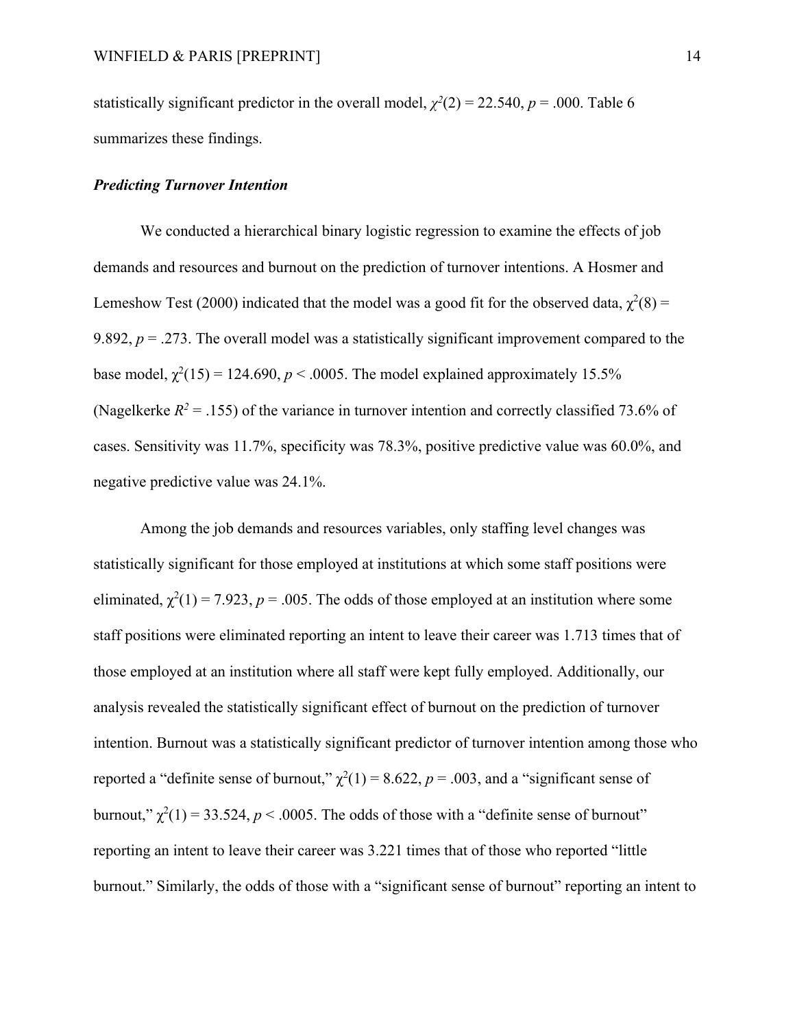statistically significant predictor in the overall model, $\chi^2(2) = 22.540$, $p = .000$. Table 6 summarizes these findings.

### *Predicting Turnover Intention*

We conducted a hierarchical binary logistic regression to examine the effects of job demands and resources and burnout on the prediction of turnover intentions. A Hosmer and Lemeshow Test (2000) indicated that the model was a good fit for the observed data, $\chi^2(8) = 9.892$, $p = .273$. The overall model was a statistically significant improvement compared to the base model, $\chi^2(15) = 124.690$, $p < .0005$. The model explained approximately 15.5% (Nagelkerke $R^2 = .155$) of the variance in turnover intention and correctly classified 73.6% of cases. Sensitivity was 11.7%, specificity was 78.3%, positive predictive value was 60.0%, and negative predictive value was 24.1%.

Among the job demands and resources variables, only staffing level changes was statistically significant for those employed at institutions at which some staff positions were eliminated, $\chi^2(1) = 7.923$, $p = .005$. The odds of those employed at an institution where some staff positions were eliminated reporting an intent to leave their career was 1.713 times that of those employed at an institution where all staff were kept fully employed. Additionally, our analysis revealed the statistically significant effect of burnout on the prediction of turnover intention. Burnout was a statistically significant predictor of turnover intention among those who reported a "definite sense of burnout," $\chi^2(1) = 8.622$, $p = .003$, and a "significant sense of burnout," $\chi^2(1) = 33.524$, $p < .0005$. The odds of those with a "definite sense of burnout" reporting an intent to leave their career was 3.221 times that of those who reported "little burnout." Similarly, the odds of those with a "significant sense of burnout" reporting an intent to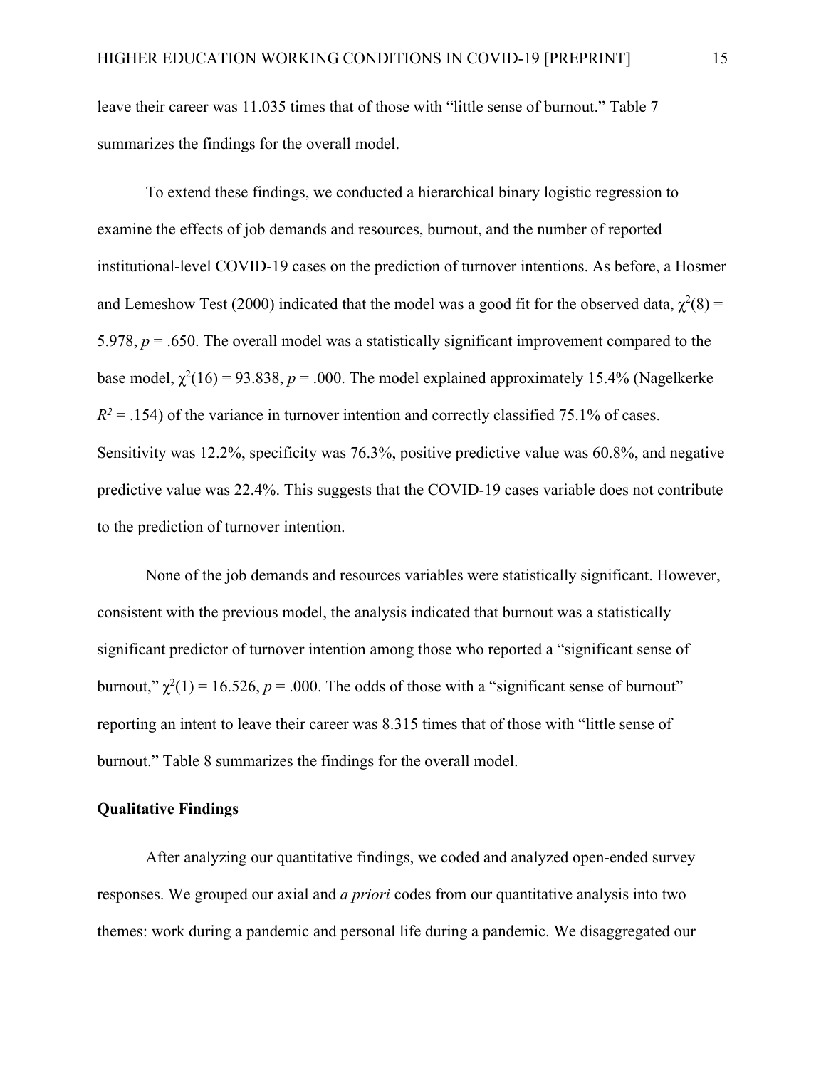leave their career was 11.035 times that of those with "little sense of burnout." Table 7 summarizes the findings for the overall model.

To extend these findings, we conducted a hierarchical binary logistic regression to examine the effects of job demands and resources, burnout, and the number of reported institutional-level COVID-19 cases on the prediction of turnover intentions. As before, a Hosmer and Lemeshow Test (2000) indicated that the model was a good fit for the observed data, $\chi^2(8) = 5.978$, $p = .650$. The overall model was a statistically significant improvement compared to the base model, $\chi^2(16) = 93.838$, $p = .000$. The model explained approximately 15.4% (Nagelkerke $R^2 = .154$) of the variance in turnover intention and correctly classified 75.1% of cases. Sensitivity was 12.2%, specificity was 76.3%, positive predictive value was 60.8%, and negative predictive value was 22.4%. This suggests that the COVID-19 cases variable does not contribute to the prediction of turnover intention.

None of the job demands and resources variables were statistically significant. However, consistent with the previous model, the analysis indicated that burnout was a statistically significant predictor of turnover intention among those who reported a "significant sense of burnout," $\chi^2(1) = 16.526$, $p = .000$. The odds of those with a "significant sense of burnout" reporting an intent to leave their career was 8.315 times that of those with "little sense of burnout." Table 8 summarizes the findings for the overall model.

## Qualitative Findings

After analyzing our quantitative findings, we coded and analyzed open-ended survey responses. We grouped our axial and *a priori* codes from our quantitative analysis into two themes: work during a pandemic and personal life during a pandemic. We disaggregated our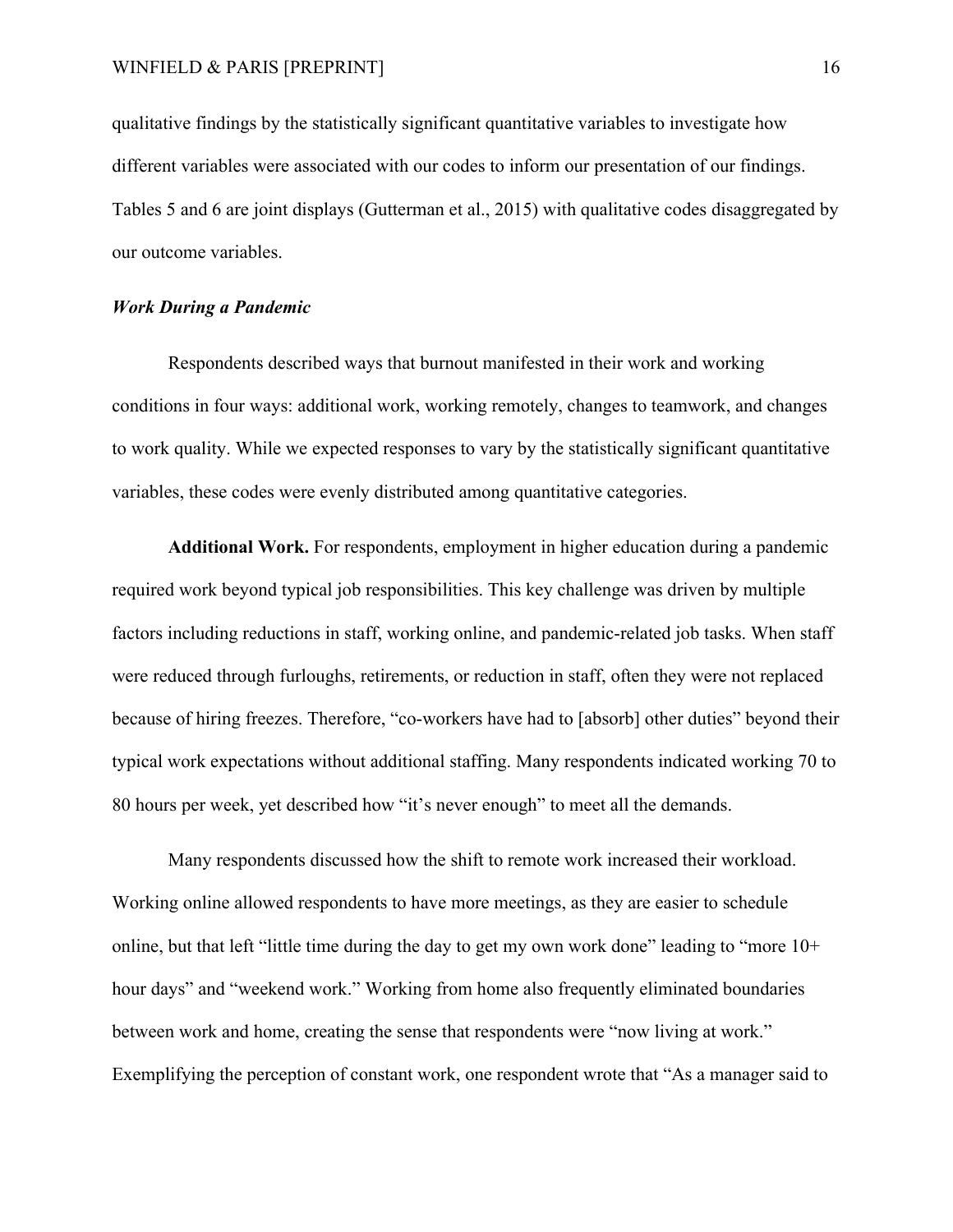qualitative findings by the statistically significant quantitative variables to investigate how different variables were associated with our codes to inform our presentation of our findings. Tables 5 and 6 are joint displays (Gutterman et al., 2015) with qualitative codes disaggregated by our outcome variables.

### *Work During a Pandemic*

Respondents described ways that burnout manifested in their work and working conditions in four ways: additional work, working remotely, changes to teamwork, and changes to work quality. While we expected responses to vary by the statistically significant quantitative variables, these codes were evenly distributed among quantitative categories.

**Additional Work.** For respondents, employment in higher education during a pandemic required work beyond typical job responsibilities. This key challenge was driven by multiple factors including reductions in staff, working online, and pandemic-related job tasks. When staff were reduced through furloughs, retirements, or reduction in staff, often they were not replaced because of hiring freezes. Therefore, "co-workers have had to [absorb] other duties" beyond their typical work expectations without additional staffing. Many respondents indicated working 70 to 80 hours per week, yet described how "it's never enough" to meet all the demands.

Many respondents discussed how the shift to remote work increased their workload. Working online allowed respondents to have more meetings, as they are easier to schedule online, but that left "little time during the day to get my own work done" leading to "more 10+ hour days" and "weekend work." Working from home also frequently eliminated boundaries between work and home, creating the sense that respondents were "now living at work." Exemplifying the perception of constant work, one respondent wrote that "As a manager said to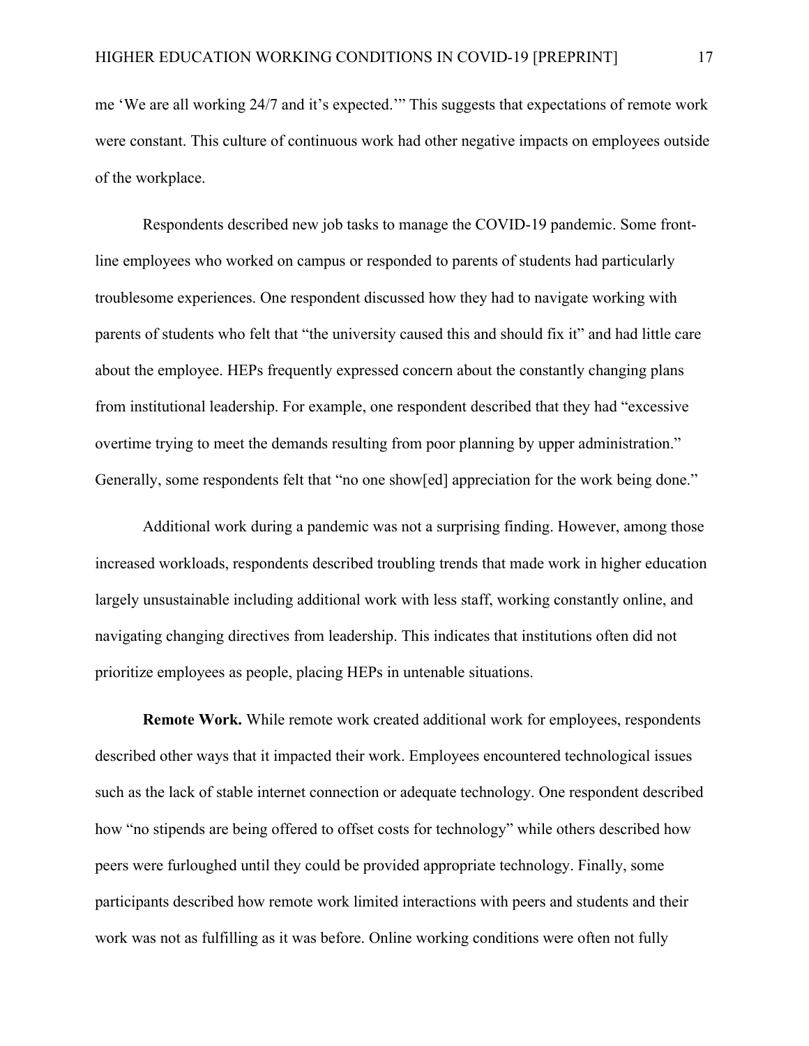me 'We are all working 24/7 and it's expected.'" This suggests that expectations of remote work were constant. This culture of continuous work had other negative impacts on employees outside of the workplace.

Respondents described new job tasks to manage the COVID-19 pandemic. Some front-line employees who worked on campus or responded to parents of students had particularly troublesome experiences. One respondent discussed how they had to navigate working with parents of students who felt that "the university caused this and should fix it" and had little care about the employee. HEPs frequently expressed concern about the constantly changing plans from institutional leadership. For example, one respondent described that they had "excessive overtime trying to meet the demands resulting from poor planning by upper administration." Generally, some respondents felt that "no one show[ed] appreciation for the work being done."

Additional work during a pandemic was not a surprising finding. However, among those increased workloads, respondents described troubling trends that made work in higher education largely unsustainable including additional work with less staff, working constantly online, and navigating changing directives from leadership. This indicates that institutions often did not prioritize employees as people, placing HEPs in untenable situations.

**Remote Work.** While remote work created additional work for employees, respondents described other ways that it impacted their work. Employees encountered technological issues such as the lack of stable internet connection or adequate technology. One respondent described how "no stipends are being offered to offset costs for technology" while others described how peers were furloughed until they could be provided appropriate technology. Finally, some participants described how remote work limited interactions with peers and students and their work was not as fulfilling as it was before. Online working conditions were often not fully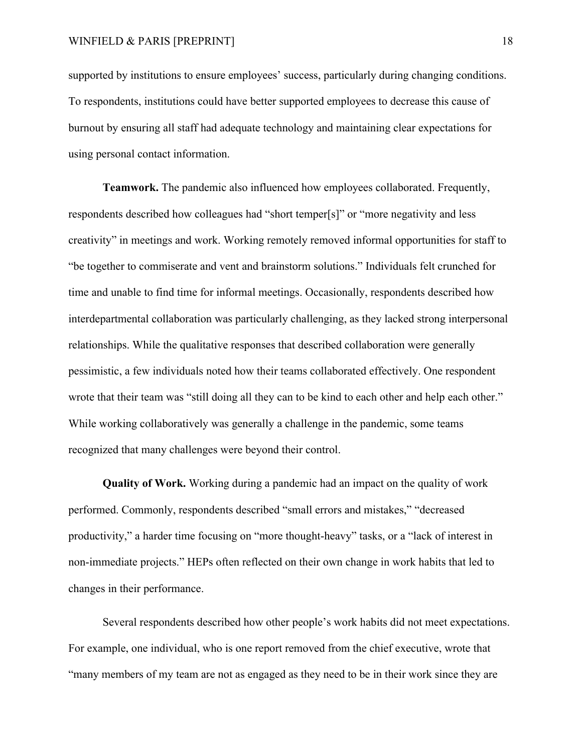supported by institutions to ensure employees' success, particularly during changing conditions. To respondents, institutions could have better supported employees to decrease this cause of burnout by ensuring all staff had adequate technology and maintaining clear expectations for using personal contact information.

**Teamwork.** The pandemic also influenced how employees collaborated. Frequently, respondents described how colleagues had "short temper[s]" or "more negativity and less creativity" in meetings and work. Working remotely removed informal opportunities for staff to "be together to commiserate and vent and brainstorm solutions." Individuals felt crunched for time and unable to find time for informal meetings. Occasionally, respondents described how interdepartmental collaboration was particularly challenging, as they lacked strong interpersonal relationships. While the qualitative responses that described collaboration were generally pessimistic, a few individuals noted how their teams collaborated effectively. One respondent wrote that their team was "still doing all they can to be kind to each other and help each other." While working collaboratively was generally a challenge in the pandemic, some teams recognized that many challenges were beyond their control.

**Quality of Work.** Working during a pandemic had an impact on the quality of work performed. Commonly, respondents described "small errors and mistakes," "decreased productivity," a harder time focusing on "more thought-heavy" tasks, or a "lack of interest in non-immediate projects." HEPs often reflected on their own change in work habits that led to changes in their performance.

Several respondents described how other people's work habits did not meet expectations. For example, one individual, who is one report removed from the chief executive, wrote that "many members of my team are not as engaged as they need to be in their work since they are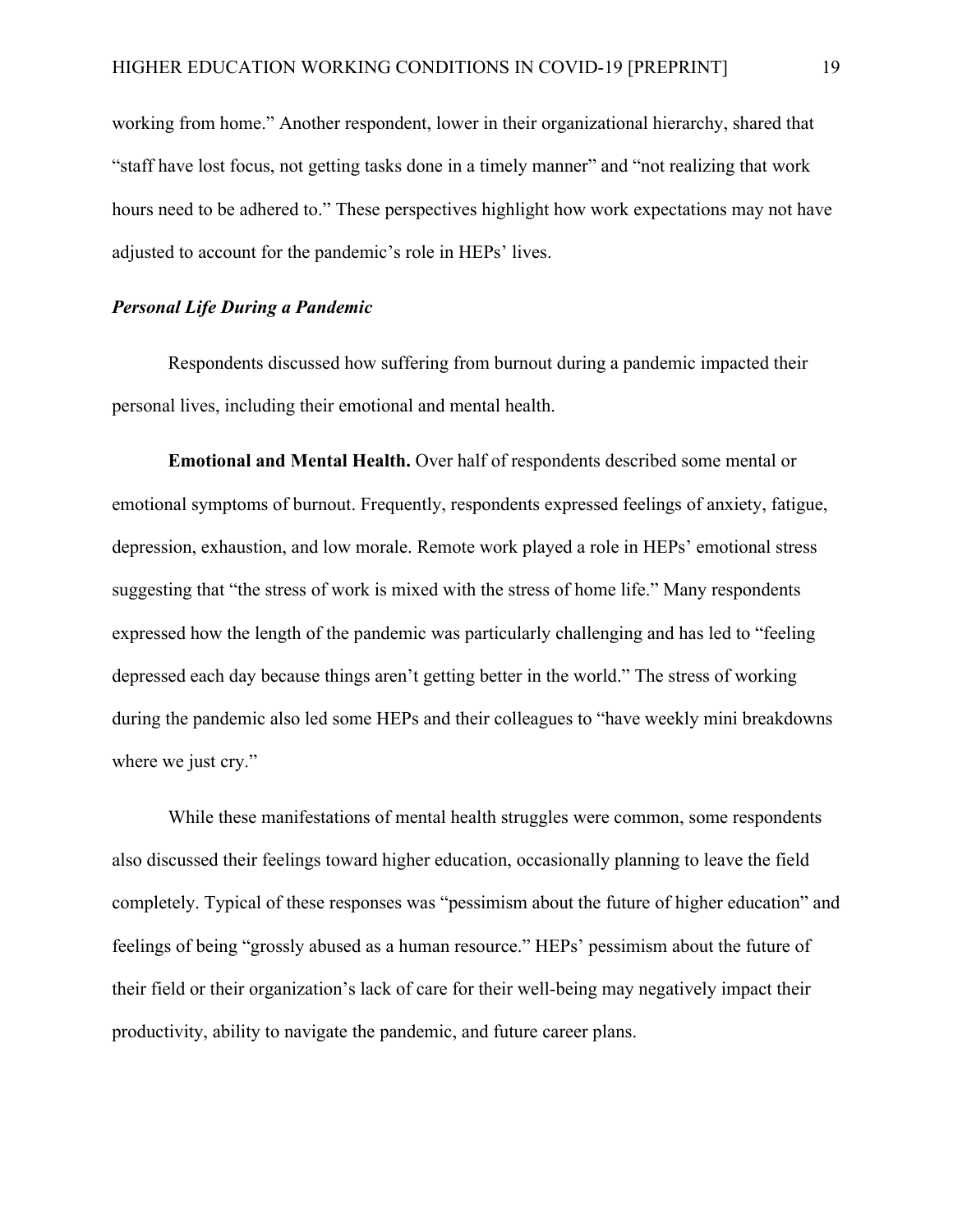working from home." Another respondent, lower in their organizational hierarchy, shared that "staff have lost focus, not getting tasks done in a timely manner" and "not realizing that work hours need to be adhered to." These perspectives highlight how work expectations may not have adjusted to account for the pandemic's role in HEPs' lives.

### *Personal Life During a Pandemic*

Respondents discussed how suffering from burnout during a pandemic impacted their personal lives, including their emotional and mental health.

**Emotional and Mental Health.** Over half of respondents described some mental or emotional symptoms of burnout. Frequently, respondents expressed feelings of anxiety, fatigue, depression, exhaustion, and low morale. Remote work played a role in HEPs' emotional stress suggesting that "the stress of work is mixed with the stress of home life." Many respondents expressed how the length of the pandemic was particularly challenging and has led to "feeling depressed each day because things aren't getting better in the world." The stress of working during the pandemic also led some HEPs and their colleagues to "have weekly mini breakdowns where we just cry."

While these manifestations of mental health struggles were common, some respondents also discussed their feelings toward higher education, occasionally planning to leave the field completely. Typical of these responses was "pessimism about the future of higher education" and feelings of being "grossly abused as a human resource." HEPs' pessimism about the future of their field or their organization's lack of care for their well-being may negatively impact their productivity, ability to navigate the pandemic, and future career plans.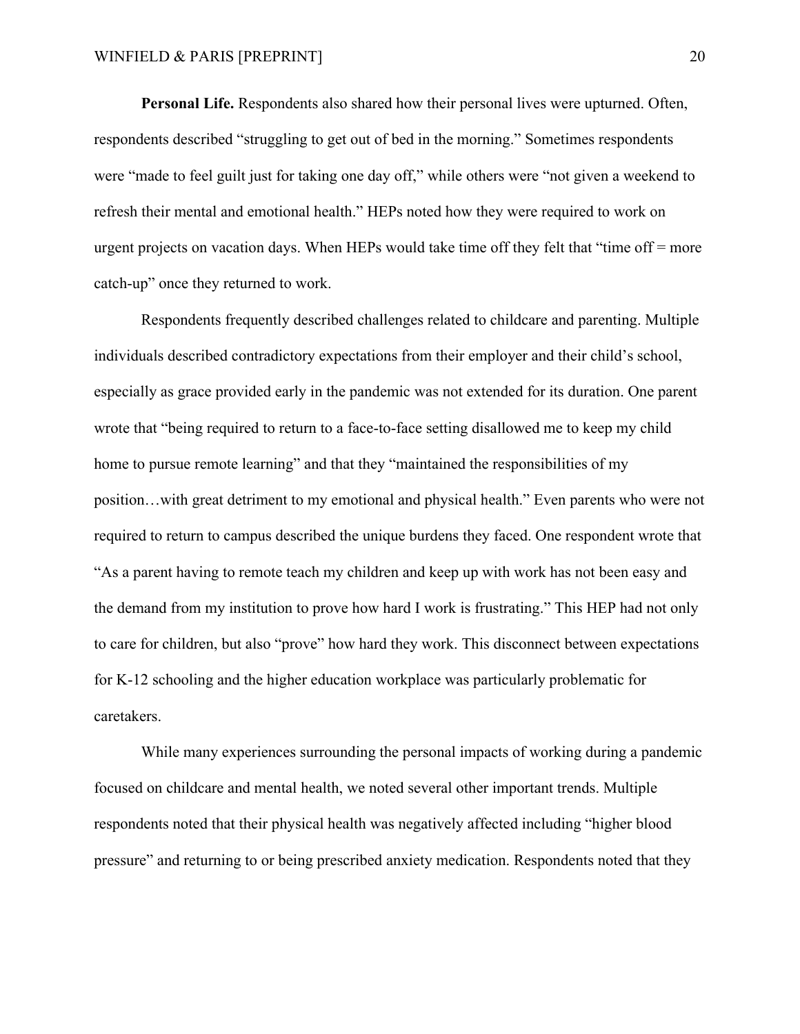**Personal Life.** Respondents also shared how their personal lives were upturned. Often, respondents described "struggling to get out of bed in the morning." Sometimes respondents were "made to feel guilt just for taking one day off," while others were "not given a weekend to refresh their mental and emotional health." HEPs noted how they were required to work on urgent projects on vacation days. When HEPs would take time off they felt that "time off = more catch-up" once they returned to work.

Respondents frequently described challenges related to childcare and parenting. Multiple individuals described contradictory expectations from their employer and their child's school, especially as grace provided early in the pandemic was not extended for its duration. One parent wrote that "being required to return to a face-to-face setting disallowed me to keep my child home to pursue remote learning" and that they "maintained the responsibilities of my position…with great detriment to my emotional and physical health." Even parents who were not required to return to campus described the unique burdens they faced. One respondent wrote that "As a parent having to remote teach my children and keep up with work has not been easy and the demand from my institution to prove how hard I work is frustrating." This HEP had not only to care for children, but also "prove" how hard they work. This disconnect between expectations for K-12 schooling and the higher education workplace was particularly problematic for caretakers.

While many experiences surrounding the personal impacts of working during a pandemic focused on childcare and mental health, we noted several other important trends. Multiple respondents noted that their physical health was negatively affected including "higher blood pressure" and returning to or being prescribed anxiety medication. Respondents noted that they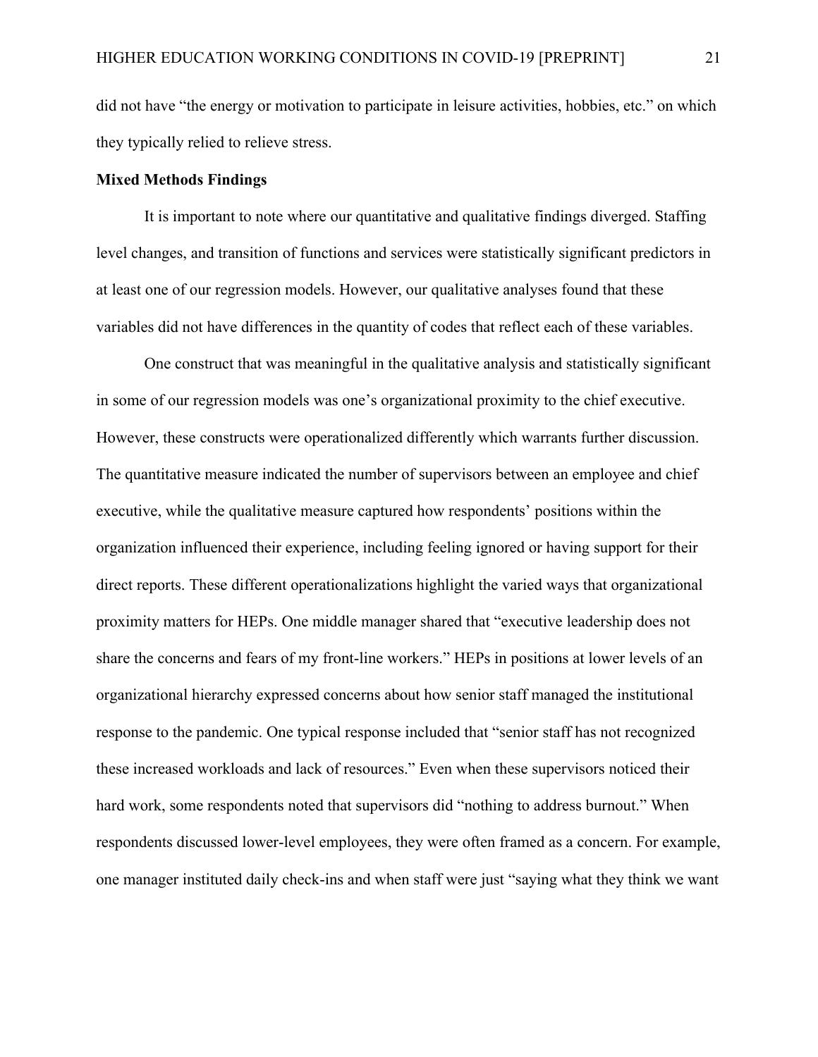did not have "the energy or motivation to participate in leisure activities, hobbies, etc." on which they typically relied to relieve stress.

**Mixed Methods Findings**

It is important to note where our quantitative and qualitative findings diverged. Staffing level changes, and transition of functions and services were statistically significant predictors in at least one of our regression models. However, our qualitative analyses found that these variables did not have differences in the quantity of codes that reflect each of these variables.

One construct that was meaningful in the qualitative analysis and statistically significant in some of our regression models was one's organizational proximity to the chief executive. However, these constructs were operationalized differently which warrants further discussion. The quantitative measure indicated the number of supervisors between an employee and chief executive, while the qualitative measure captured how respondents' positions within the organization influenced their experience, including feeling ignored or having support for their direct reports. These different operationalizations highlight the varied ways that organizational proximity matters for HEPs. One middle manager shared that "executive leadership does not share the concerns and fears of my front-line workers." HEPs in positions at lower levels of an organizational hierarchy expressed concerns about how senior staff managed the institutional response to the pandemic. One typical response included that "senior staff has not recognized these increased workloads and lack of resources." Even when these supervisors noticed their hard work, some respondents noted that supervisors did "nothing to address burnout." When respondents discussed lower-level employees, they were often framed as a concern. For example, one manager instituted daily check-ins and when staff were just "saying what they think we want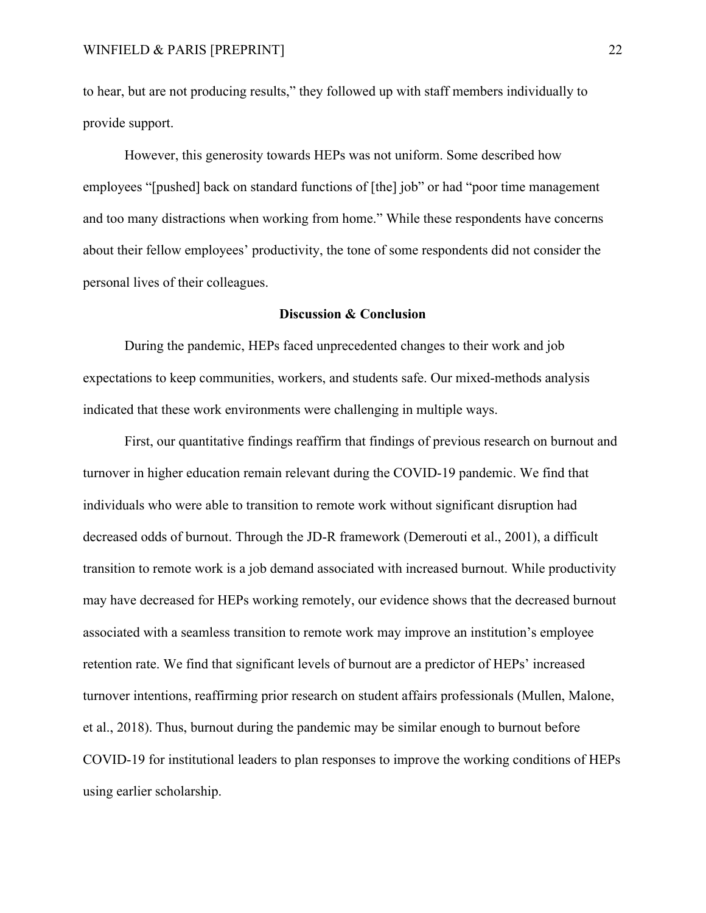to hear, but are not producing results," they followed up with staff members individually to provide support.

However, this generosity towards HEPs was not uniform. Some described how employees "[pushed] back on standard functions of [the] job" or had "poor time management and too many distractions when working from home." While these respondents have concerns about their fellow employees' productivity, the tone of some respondents did not consider the personal lives of their colleagues.

## Discussion & Conclusion

During the pandemic, HEPs faced unprecedented changes to their work and job expectations to keep communities, workers, and students safe. Our mixed-methods analysis indicated that these work environments were challenging in multiple ways.

First, our quantitative findings reaffirm that findings of previous research on burnout and turnover in higher education remain relevant during the COVID-19 pandemic. We find that individuals who were able to transition to remote work without significant disruption had decreased odds of burnout. Through the JD-R framework (Demerouti et al., 2001), a difficult transition to remote work is a job demand associated with increased burnout. While productivity may have decreased for HEPs working remotely, our evidence shows that the decreased burnout associated with a seamless transition to remote work may improve an institution's employee retention rate. We find that significant levels of burnout are a predictor of HEPs' increased turnover intentions, reaffirming prior research on student affairs professionals (Mullen, Malone, et al., 2018). Thus, burnout during the pandemic may be similar enough to burnout before COVID-19 for institutional leaders to plan responses to improve the working conditions of HEPs using earlier scholarship.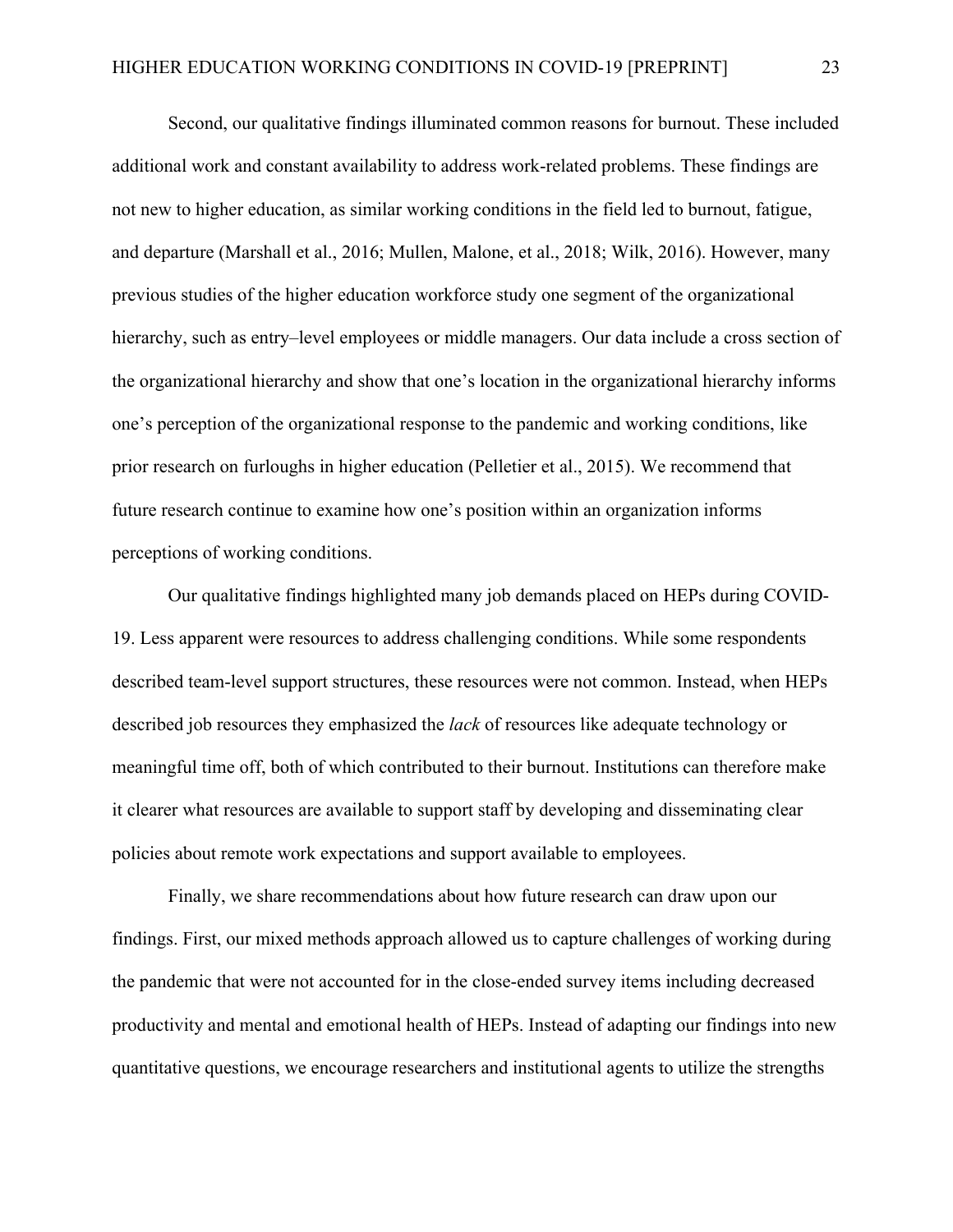Second, our qualitative findings illuminated common reasons for burnout. These included additional work and constant availability to address work-related problems. These findings are not new to higher education, as similar working conditions in the field led to burnout, fatigue, and departure (Marshall et al., 2016; Mullen, Malone, et al., 2018; Wilk, 2016). However, many previous studies of the higher education workforce study one segment of the organizational hierarchy, such as entry–level employees or middle managers. Our data include a cross section of the organizational hierarchy and show that one's location in the organizational hierarchy informs one's perception of the organizational response to the pandemic and working conditions, like prior research on furloughs in higher education (Pelletier et al., 2015). We recommend that future research continue to examine how one's position within an organization informs perceptions of working conditions.

Our qualitative findings highlighted many job demands placed on HEPs during COVID-19. Less apparent were resources to address challenging conditions. While some respondents described team-level support structures, these resources were not common. Instead, when HEPs described job resources they emphasized the *lack* of resources like adequate technology or meaningful time off, both of which contributed to their burnout. Institutions can therefore make it clearer what resources are available to support staff by developing and disseminating clear policies about remote work expectations and support available to employees.

Finally, we share recommendations about how future research can draw upon our findings. First, our mixed methods approach allowed us to capture challenges of working during the pandemic that were not accounted for in the close-ended survey items including decreased productivity and mental and emotional health of HEPs. Instead of adapting our findings into new quantitative questions, we encourage researchers and institutional agents to utilize the strengths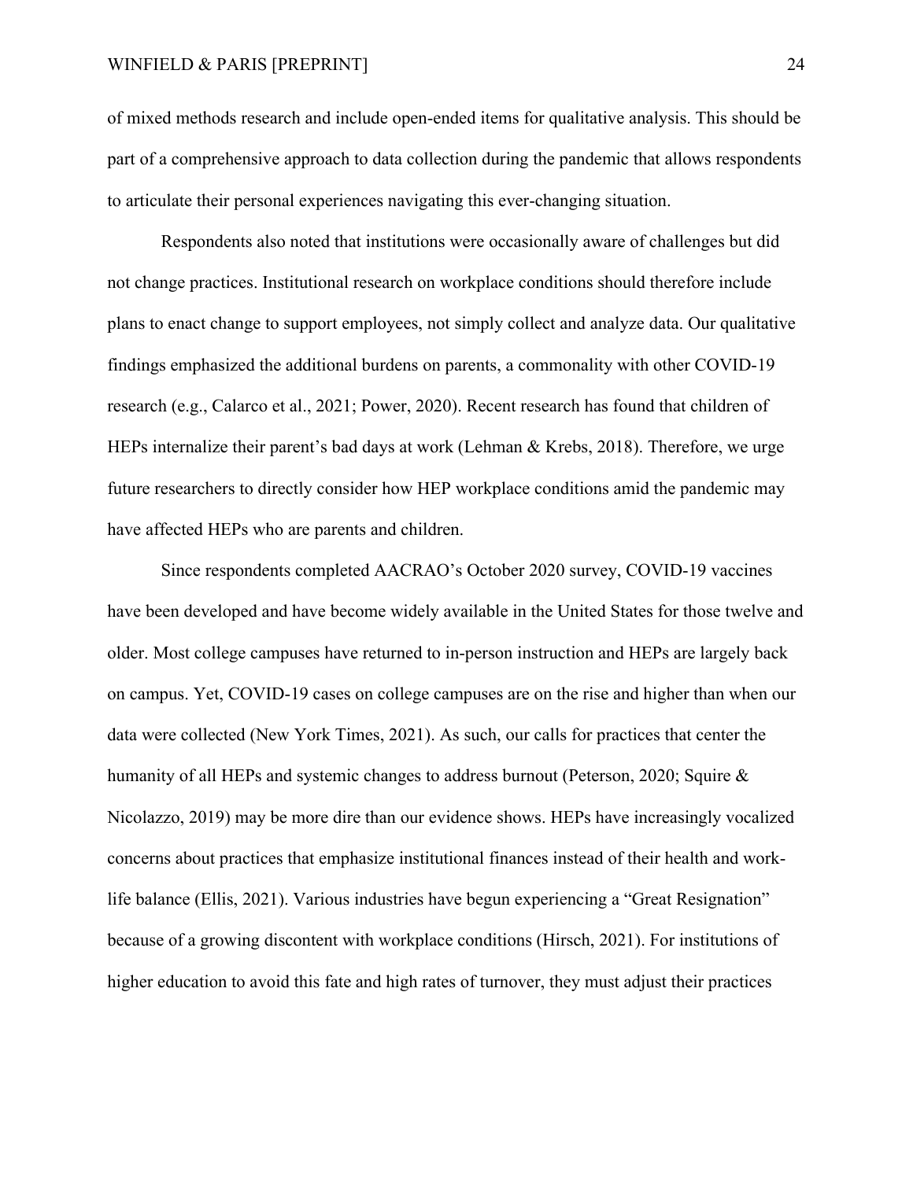of mixed methods research and include open-ended items for qualitative analysis. This should be part of a comprehensive approach to data collection during the pandemic that allows respondents to articulate their personal experiences navigating this ever-changing situation.

Respondents also noted that institutions were occasionally aware of challenges but did not change practices. Institutional research on workplace conditions should therefore include plans to enact change to support employees, not simply collect and analyze data. Our qualitative findings emphasized the additional burdens on parents, a commonality with other COVID-19 research (e.g., Calarco et al., 2021; Power, 2020). Recent research has found that children of HEPs internalize their parent's bad days at work (Lehman & Krebs, 2018). Therefore, we urge future researchers to directly consider how HEP workplace conditions amid the pandemic may have affected HEPs who are parents and children.

Since respondents completed AACRAO's October 2020 survey, COVID-19 vaccines have been developed and have become widely available in the United States for those twelve and older. Most college campuses have returned to in-person instruction and HEPs are largely back on campus. Yet, COVID-19 cases on college campuses are on the rise and higher than when our data were collected (New York Times, 2021). As such, our calls for practices that center the humanity of all HEPs and systemic changes to address burnout (Peterson, 2020; Squire & Nicolazzo, 2019) may be more dire than our evidence shows. HEPs have increasingly vocalized concerns about practices that emphasize institutional finances instead of their health and work-life balance (Ellis, 2021). Various industries have begun experiencing a "Great Resignation" because of a growing discontent with workplace conditions (Hirsch, 2021). For institutions of higher education to avoid this fate and high rates of turnover, they must adjust their practices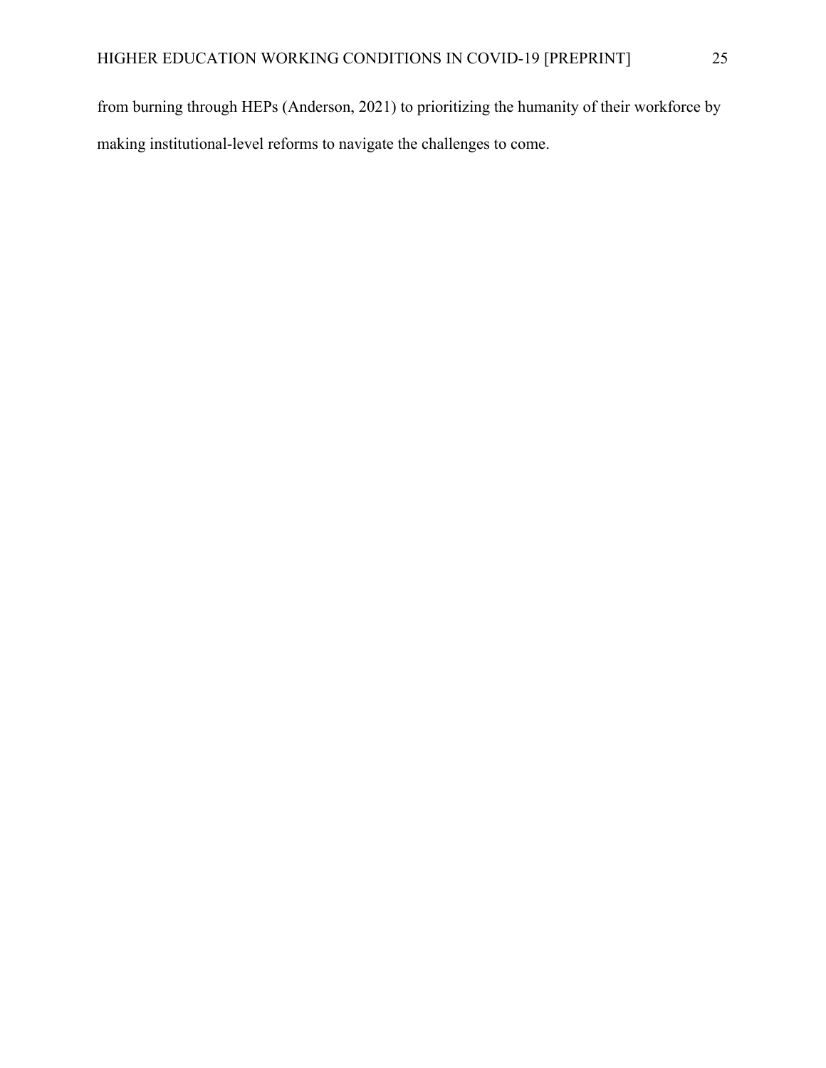from burning through HEPs (Anderson, 2021) to prioritizing the humanity of their workforce by making institutional-level reforms to navigate the challenges to come.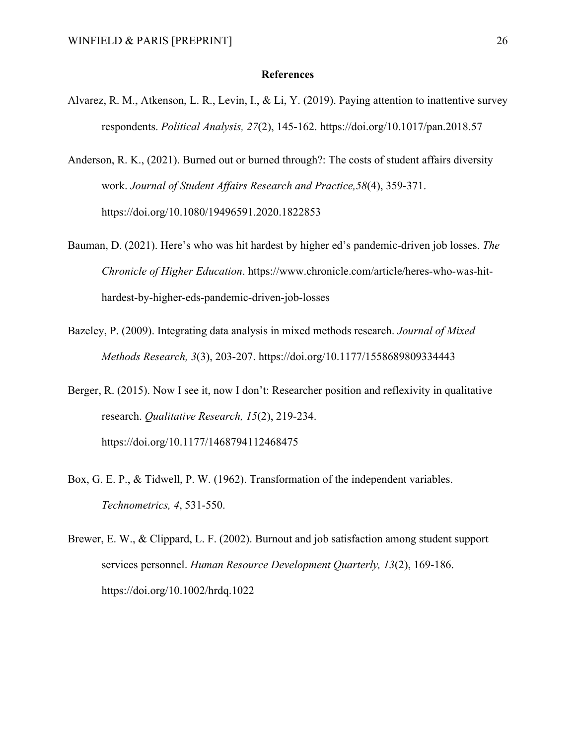## References

Alvarez, R. M., Atkenson, L. R., Levin, I., & Li, Y. (2019). Paying attention to inattentive survey respondents. *Political Analysis, 27*(2), 145-162. https://doi.org/10.1017/pan.2018.57

Anderson, R. K., (2021). Burned out or burned through?: The costs of student affairs diversity work. *Journal of Student Affairs Research and Practice,58*(4), 359-371. https://doi.org/10.1080/19496591.2020.1822853

Bauman, D. (2021). Here's who was hit hardest by higher ed's pandemic-driven job losses. *The Chronicle of Higher Education*. https://www.chronicle.com/article/heres-who-was-hit-hardest-by-higher-eds-pandemic-driven-job-losses

Bazeley, P. (2009). Integrating data analysis in mixed methods research. *Journal of Mixed Methods Research, 3*(3), 203-207. https://doi.org/10.1177/1558689809334443

Berger, R. (2015). Now I see it, now I don't: Researcher position and reflexivity in qualitative research. *Qualitative Research, 15*(2), 219-234. https://doi.org/10.1177/1468794112468475

Box, G. E. P., & Tidwell, P. W. (1962). Transformation of the independent variables. *Technometrics, 4*, 531-550.

Brewer, E. W., & Clippard, L. F. (2002). Burnout and job satisfaction among student support services personnel. *Human Resource Development Quarterly, 13*(2), 169-186. https://doi.org/10.1002/hrdq.1022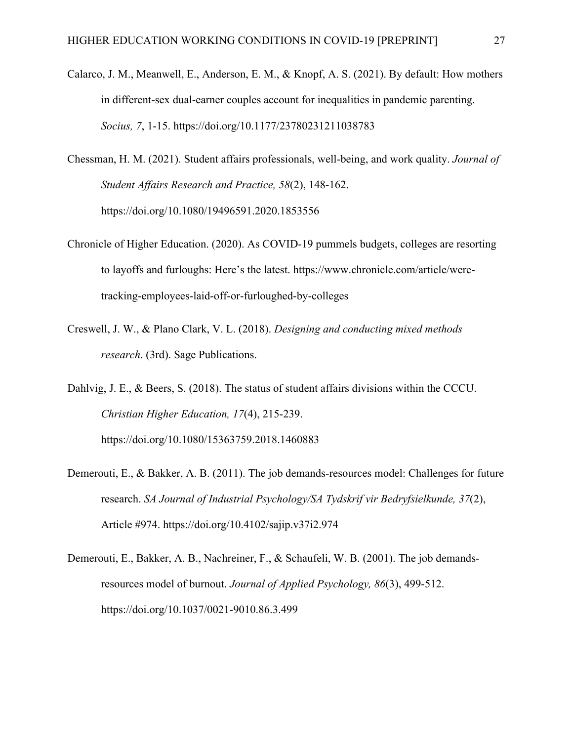Calarco, J. M., Meanwell, E., Anderson, E. M., & Knopf, A. S. (2021). By default: How mothers in different-sex dual-earner couples account for inequalities in pandemic parenting. *Socius, 7*, 1-15. https://doi.org/10.1177/23780231211038783

Chessman, H. M. (2021). Student affairs professionals, well-being, and work quality. *Journal of Student Affairs Research and Practice, 58*(2), 148-162. https://doi.org/10.1080/19496591.2020.1853556

Chronicle of Higher Education. (2020). As COVID-19 pummels budgets, colleges are resorting to layoffs and furloughs: Here's the latest. https://www.chronicle.com/article/were-tracking-employees-laid-off-or-furloughed-by-colleges

Creswell, J. W., & Plano Clark, V. L. (2018). *Designing and conducting mixed methods research*. (3rd). Sage Publications.

Dahlvig, J. E., & Beers, S. (2018). The status of student affairs divisions within the CCCU. *Christian Higher Education, 17*(4), 215-239. https://doi.org/10.1080/15363759.2018.1460883

Demerouti, E., & Bakker, A. B. (2011). The job demands-resources model: Challenges for future research. *SA Journal of Industrial Psychology/SA Tydskrif vir Bedryfsielkunde, 37*(2), Article #974. https://doi.org/10.4102/sajip.v37i2.974

Demerouti, E., Bakker, A. B., Nachreiner, F., & Schaufeli, W. B. (2001). The job demands-resources model of burnout. *Journal of Applied Psychology, 86*(3), 499-512. https://doi.org/10.1037/0021-9010.86.3.499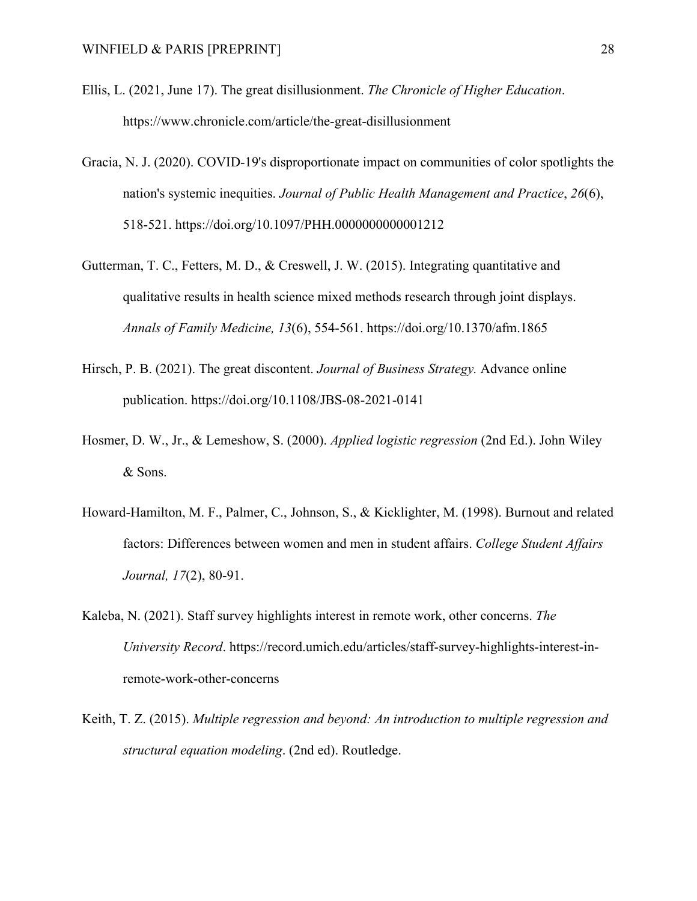Ellis, L. (2021, June 17). The great disillusionment. *The Chronicle of Higher Education*. https://www.chronicle.com/article/the-great-disillusionment

Gracia, N. J. (2020). COVID-19's disproportionate impact on communities of color spotlights the nation's systemic inequities. *Journal of Public Health Management and Practice*, *26*(6), 518-521. https://doi.org/10.1097/PHH.0000000000001212

Gutterman, T. C., Fetters, M. D., & Creswell, J. W. (2015). Integrating quantitative and qualitative results in health science mixed methods research through joint displays. *Annals of Family Medicine, 13*(6), 554-561. https://doi.org/10.1370/afm.1865

Hirsch, P. B. (2021). The great discontent. *Journal of Business Strategy.* Advance online publication. https://doi.org/10.1108/JBS-08-2021-0141

Hosmer, D. W., Jr., & Lemeshow, S. (2000). *Applied logistic regression* (2nd Ed.). John Wiley & Sons.

Howard-Hamilton, M. F., Palmer, C., Johnson, S., & Kicklighter, M. (1998). Burnout and related factors: Differences between women and men in student affairs. *College Student Affairs Journal, 17*(2), 80-91.

Kaleba, N. (2021). Staff survey highlights interest in remote work, other concerns. *The University Record*. https://record.umich.edu/articles/staff-survey-highlights-interest-in-remote-work-other-concerns

Keith, T. Z. (2015). *Multiple regression and beyond: An introduction to multiple regression and structural equation modeling*. (2nd ed). Routledge.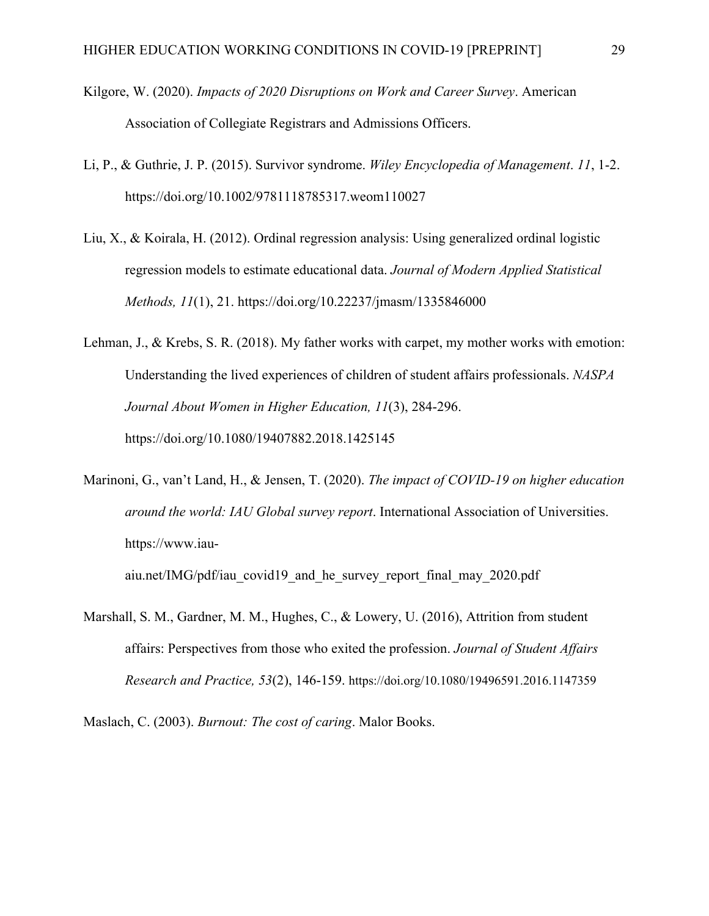Kilgore, W. (2020). *Impacts of 2020 Disruptions on Work and Career Survey*. American Association of Collegiate Registrars and Admissions Officers.

Li, P., & Guthrie, J. P. (2015). Survivor syndrome. *Wiley Encyclopedia of Management*. *11*, 1-2. https://doi.org/10.1002/9781118785317.weom110027

Liu, X., & Koirala, H. (2012). Ordinal regression analysis: Using generalized ordinal logistic regression models to estimate educational data. *Journal of Modern Applied Statistical Methods, 11*(1), 21. https://doi.org/10.22237/jmasm/1335846000

Lehman, J., & Krebs, S. R. (2018). My father works with carpet, my mother works with emotion: Understanding the lived experiences of children of student affairs professionals. *NASPA Journal About Women in Higher Education, 11*(3), 284-296. https://doi.org/10.1080/19407882.2018.1425145

Marinoni, G., van't Land, H., & Jensen, T. (2020). *The impact of COVID-19 on higher education around the world: IAU Global survey report*. International Association of Universities. https://www.iau-aiu.net/IMG/pdf/iau_covid19_and_he_survey_report_final_may_2020.pdf

Marshall, S. M., Gardner, M. M., Hughes, C., & Lowery, U. (2016), Attrition from student affairs: Perspectives from those who exited the profession. *Journal of Student Affairs Research and Practice, 53*(2), 146-159. https://doi.org/10.1080/19496591.2016.1147359

Maslach, C. (2003). *Burnout: The cost of caring*. Malor Books.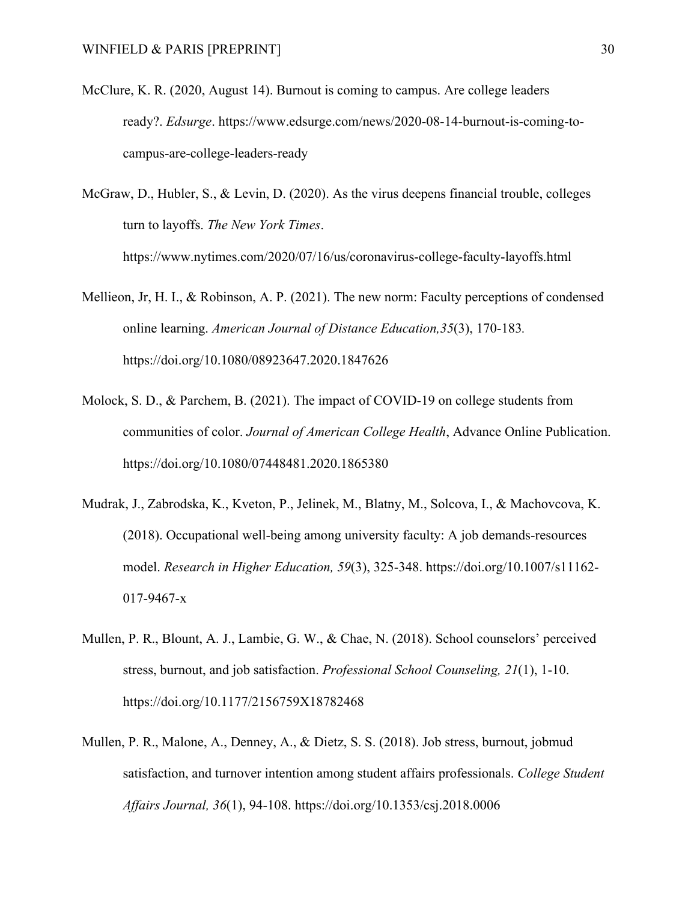McClure, K. R. (2020, August 14). Burnout is coming to campus. Are college leaders ready?. *Edsurge*. https://www.edsurge.com/news/2020-08-14-burnout-is-coming-to-campus-are-college-leaders-ready

McGraw, D., Hubler, S., & Levin, D. (2020). As the virus deepens financial trouble, colleges turn to layoffs. *The New York Times*. https://www.nytimes.com/2020/07/16/us/coronavirus-college-faculty-layoffs.html

Mellieon, Jr, H. I., & Robinson, A. P. (2021). The new norm: Faculty perceptions of condensed online learning. *American Journal of Distance Education,35*(3), 170-183. https://doi.org/10.1080/08923647.2020.1847626

Molock, S. D., & Parchem, B. (2021). The impact of COVID-19 on college students from communities of color. *Journal of American College Health*, Advance Online Publication. https://doi.org/10.1080/07448481.2020.1865380

Mudrak, J., Zabrodska, K., Kveton, P., Jelinek, M., Blatny, M., Solcova, I., & Machovcova, K. (2018). Occupational well-being among university faculty: A job demands-resources model. *Research in Higher Education, 59*(3), 325-348. https://doi.org/10.1007/s11162-017-9467-x

Mullen, P. R., Blount, A. J., Lambie, G. W., & Chae, N. (2018). School counselors' perceived stress, burnout, and job satisfaction. *Professional School Counseling, 21*(1), 1-10. https://doi.org/10.1177/2156759X18782468

Mullen, P. R., Malone, A., Denney, A., & Dietz, S. S. (2018). Job stress, burnout, jobmud satisfaction, and turnover intention among student affairs professionals. *College Student Affairs Journal, 36*(1), 94-108. https://doi.org/10.1353/csj.2018.0006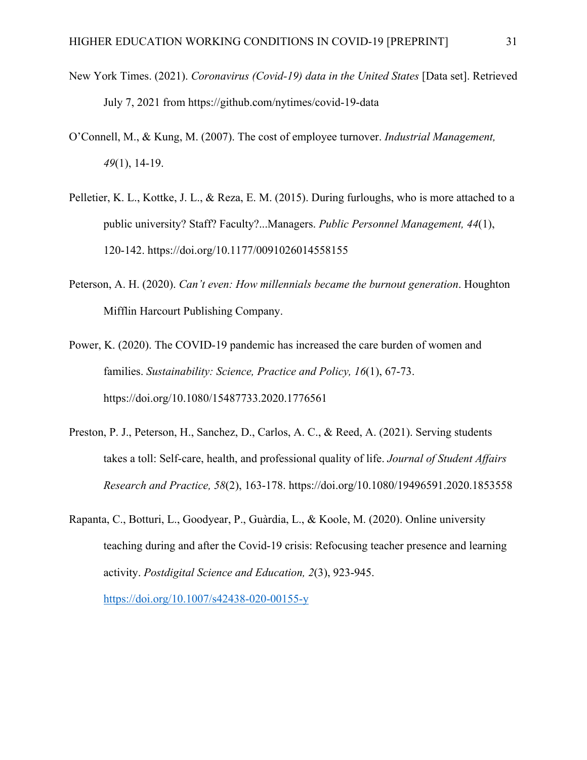New York Times. (2021). *Coronavirus (Covid-19) data in the United States* [Data set]. Retrieved July 7, 2021 from https://github.com/nytimes/covid-19-data

O'Connell, M., & Kung, M. (2007). The cost of employee turnover. *Industrial Management, 49*(1), 14-19.

Pelletier, K. L., Kottke, J. L., & Reza, E. M. (2015). During furloughs, who is more attached to a public university? Staff? Faculty?...Managers. *Public Personnel Management, 44*(1), 120-142. https://doi.org/10.1177/0091026014558155

Peterson, A. H. (2020). *Can't even: How millennials became the burnout generation*. Houghton Mifflin Harcourt Publishing Company.

Power, K. (2020). The COVID-19 pandemic has increased the care burden of women and families. *Sustainability: Science, Practice and Policy, 16*(1), 67-73. https://doi.org/10.1080/15487733.2020.1776561

Preston, P. J., Peterson, H., Sanchez, D., Carlos, A. C., & Reed, A. (2021). Serving students takes a toll: Self-care, health, and professional quality of life. *Journal of Student Affairs Research and Practice, 58*(2), 163-178. https://doi.org/10.1080/19496591.2020.1853558

Rapanta, C., Botturi, L., Goodyear, P., Guàrdia, L., & Koole, M. (2020). Online university teaching during and after the Covid-19 crisis: Refocusing teacher presence and learning activity. *Postdigital Science and Education, 2*(3), 923-945. https://doi.org/10.1007/s42438-020-00155-y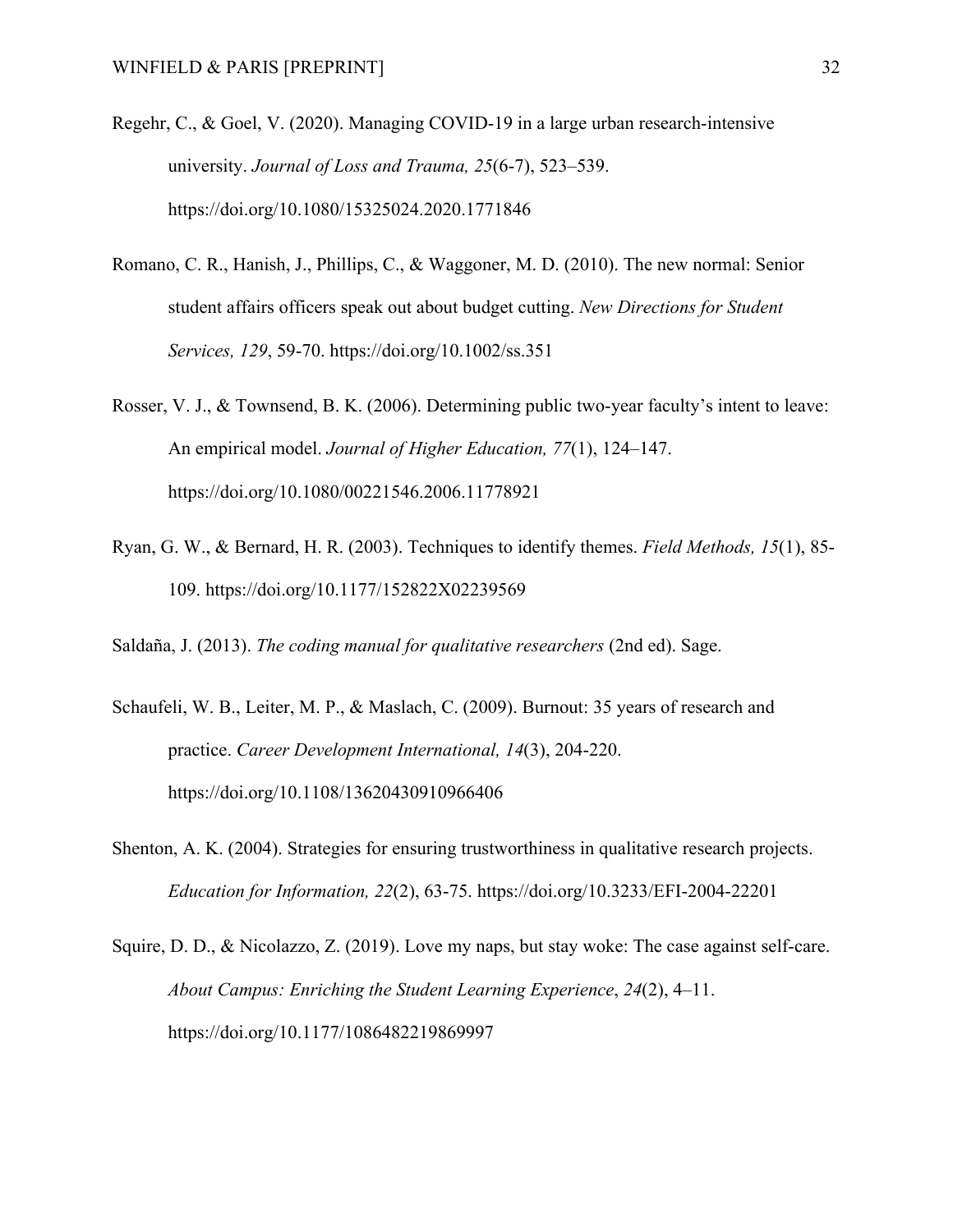Regehr, C., & Goel, V. (2020). Managing COVID-19 in a large urban research-intensive university. *Journal of Loss and Trauma, 25*(6-7), 523–539. https://doi.org/10.1080/15325024.2020.1771846

Romano, C. R., Hanish, J., Phillips, C., & Waggoner, M. D. (2010). The new normal: Senior student affairs officers speak out about budget cutting. *New Directions for Student Services, 129*, 59-70. https://doi.org/10.1002/ss.351

Rosser, V. J., & Townsend, B. K. (2006). Determining public two-year faculty's intent to leave: An empirical model. *Journal of Higher Education, 77*(1), 124–147. https://doi.org/10.1080/00221546.2006.11778921

Ryan, G. W., & Bernard, H. R. (2003). Techniques to identify themes. *Field Methods, 15*(1), 85-109. https://doi.org/10.1177/152822X02239569

Saldaña, J. (2013). *The coding manual for qualitative researchers* (2nd ed). Sage.

Schaufeli, W. B., Leiter, M. P., & Maslach, C. (2009). Burnout: 35 years of research and practice. *Career Development International, 14*(3), 204-220. https://doi.org/10.1108/13620430910966406

Shenton, A. K. (2004). Strategies for ensuring trustworthiness in qualitative research projects. *Education for Information, 22*(2), 63-75. https://doi.org/10.3233/EFI-2004-22201

Squire, D. D., & Nicolazzo, Z. (2019). Love my naps, but stay woke: The case against self-care. *About Campus: Enriching the Student Learning Experience*, *24*(2), 4–11. https://doi.org/10.1177/1086482219869997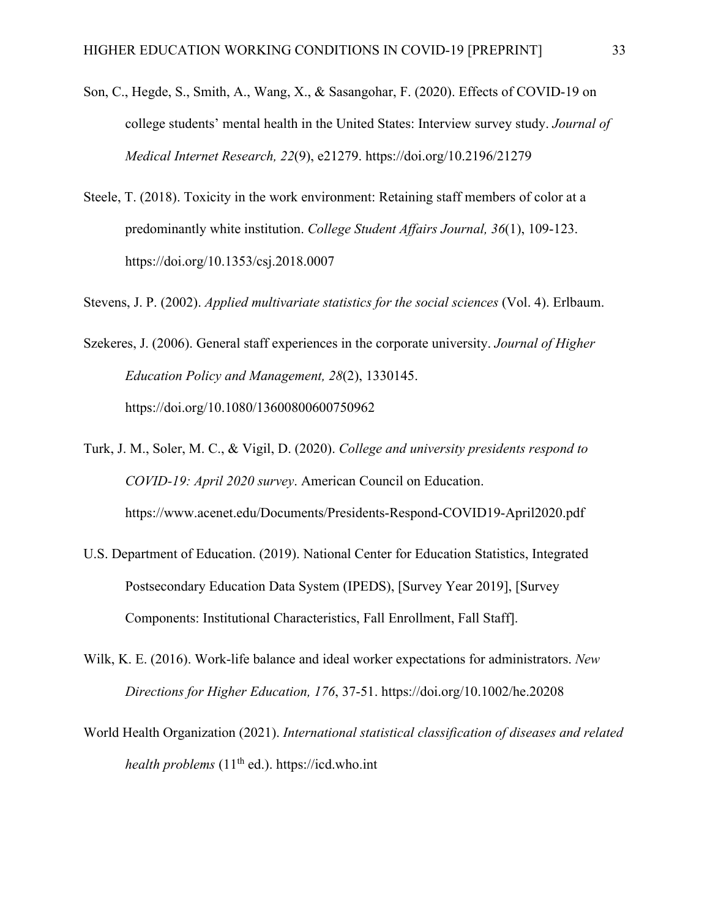Son, C., Hegde, S., Smith, A., Wang, X., & Sasangohar, F. (2020). Effects of COVID-19 on college students' mental health in the United States: Interview survey study. *Journal of Medical Internet Research, 22*(9), e21279. https://doi.org/10.2196/21279

Steele, T. (2018). Toxicity in the work environment: Retaining staff members of color at a predominantly white institution. *College Student Affairs Journal, 36*(1), 109-123. https://doi.org/10.1353/csj.2018.0007

Stevens, J. P. (2002). *Applied multivariate statistics for the social sciences* (Vol. 4). Erlbaum.

Szekeres, J. (2006). General staff experiences in the corporate university. *Journal of Higher Education Policy and Management, 28*(2), 1330145. https://doi.org/10.1080/13600800600750962

Turk, J. M., Soler, M. C., & Vigil, D. (2020). *College and university presidents respond to COVID-19: April 2020 survey*. American Council on Education. https://www.acenet.edu/Documents/Presidents-Respond-COVID19-April2020.pdf

U.S. Department of Education. (2019). National Center for Education Statistics, Integrated Postsecondary Education Data System (IPEDS), [Survey Year 2019], [Survey Components: Institutional Characteristics, Fall Enrollment, Fall Staff].

Wilk, K. E. (2016). Work-life balance and ideal worker expectations for administrators. *New Directions for Higher Education, 176*, 37-51. https://doi.org/10.1002/he.20208

World Health Organization (2021). *International statistical classification of diseases and related health problems* (11th ed.). https://icd.who.int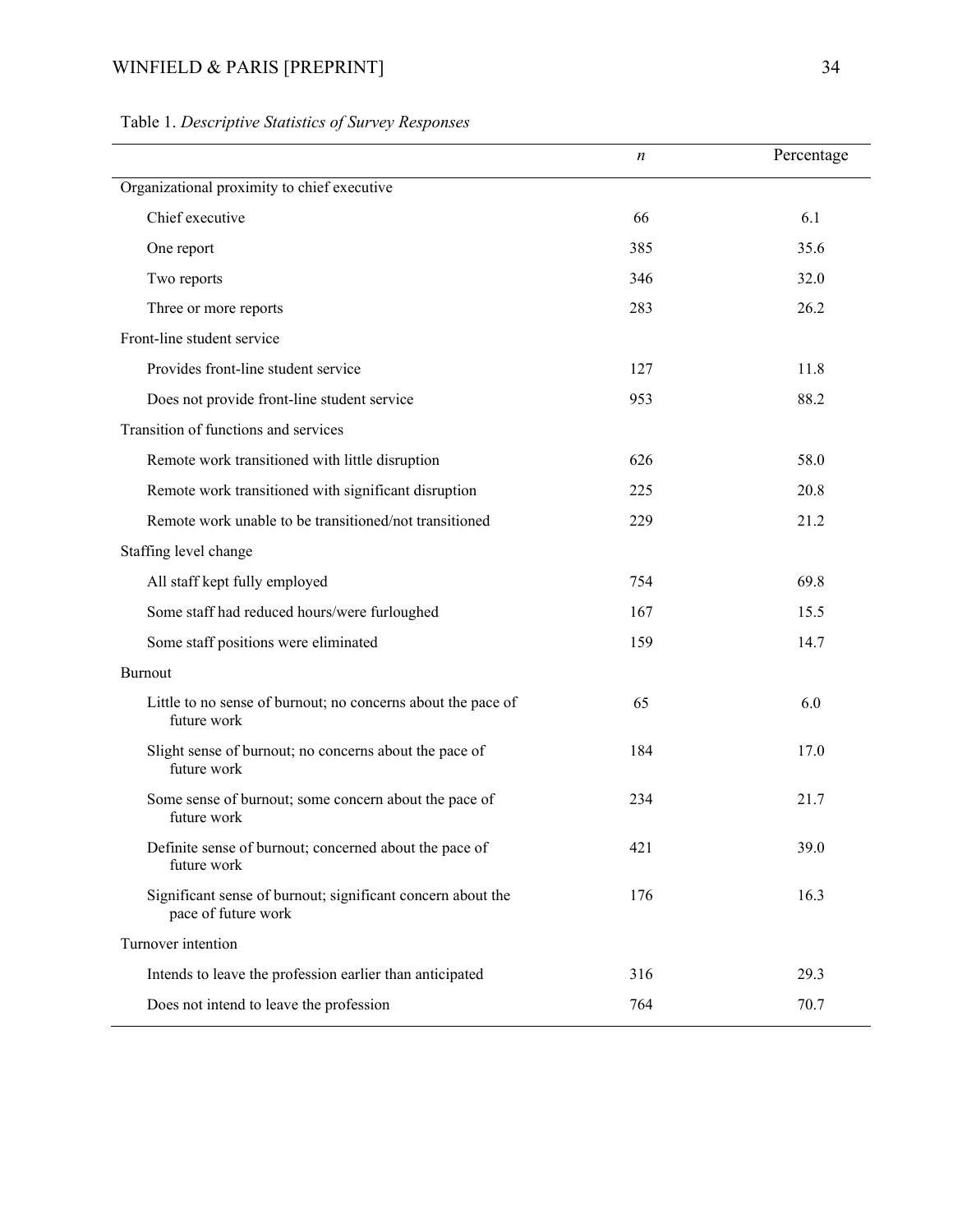Table 1. *Descriptive Statistics of Survey Responses*

| | *n* | Percentage |
|---|---|---|
| Organizational proximity to chief executive | | |
| Chief executive | 66 | 6.1 |
| One report | 385 | 35.6 |
| Two reports | 346 | 32.0 |
| Three or more reports | 283 | 26.2 |
| Front-line student service | | |
| Provides front-line student service | 127 | 11.8 |
| Does not provide front-line student service | 953 | 88.2 |
| Transition of functions and services | | |
| Remote work transitioned with little disruption | 626 | 58.0 |
| Remote work transitioned with significant disruption | 225 | 20.8 |
| Remote work unable to be transitioned/not transitioned | 229 | 21.2 |
| Staffing level change | | |
| All staff kept fully employed | 754 | 69.8 |
| Some staff had reduced hours/were furloughed | 167 | 15.5 |
| Some staff positions were eliminated | 159 | 14.7 |
| Burnout | | |
| Little to no sense of burnout; no concerns about the pace of future work | 65 | 6.0 |
| Slight sense of burnout; no concerns about the pace of future work | 184 | 17.0 |
| Some sense of burnout; some concern about the pace of future work | 234 | 21.7 |
| Definite sense of burnout; concerned about the pace of future work | 421 | 39.0 |
| Significant sense of burnout; significant concern about the pace of future work | 176 | 16.3 |
| Turnover intention | | |
| Intends to leave the profession earlier than anticipated | 316 | 29.3 |
| Does not intend to leave the profession | 764 | 70.7 |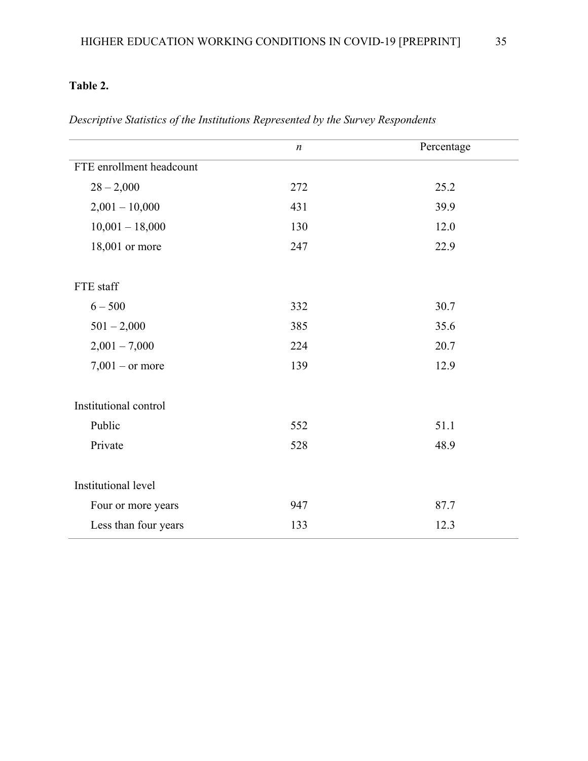**Table 2.**

*Descriptive Statistics of the Institutions Represented by the Survey Respondents*

| | *n* | Percentage |
|---|---|---|
| FTE enrollment headcount | | |
| 28 – 2,000 | 272 | 25.2 |
| 2,001 – 10,000 | 431 | 39.9 |
| 10,001 – 18,000 | 130 | 12.0 |
| 18,001 or more | 247 | 22.9 |
| | | |
| FTE staff | | |
| 6 – 500 | 332 | 30.7 |
| 501 – 2,000 | 385 | 35.6 |
| 2,001 – 7,000 | 224 | 20.7 |
| 7,001 – or more | 139 | 12.9 |
| | | |
| Institutional control | | |
| Public | 552 | 51.1 |
| Private | 528 | 48.9 |
| | | |
| Institutional level | | |
| Four or more years | 947 | 87.7 |
| Less than four years | 133 | 12.3 |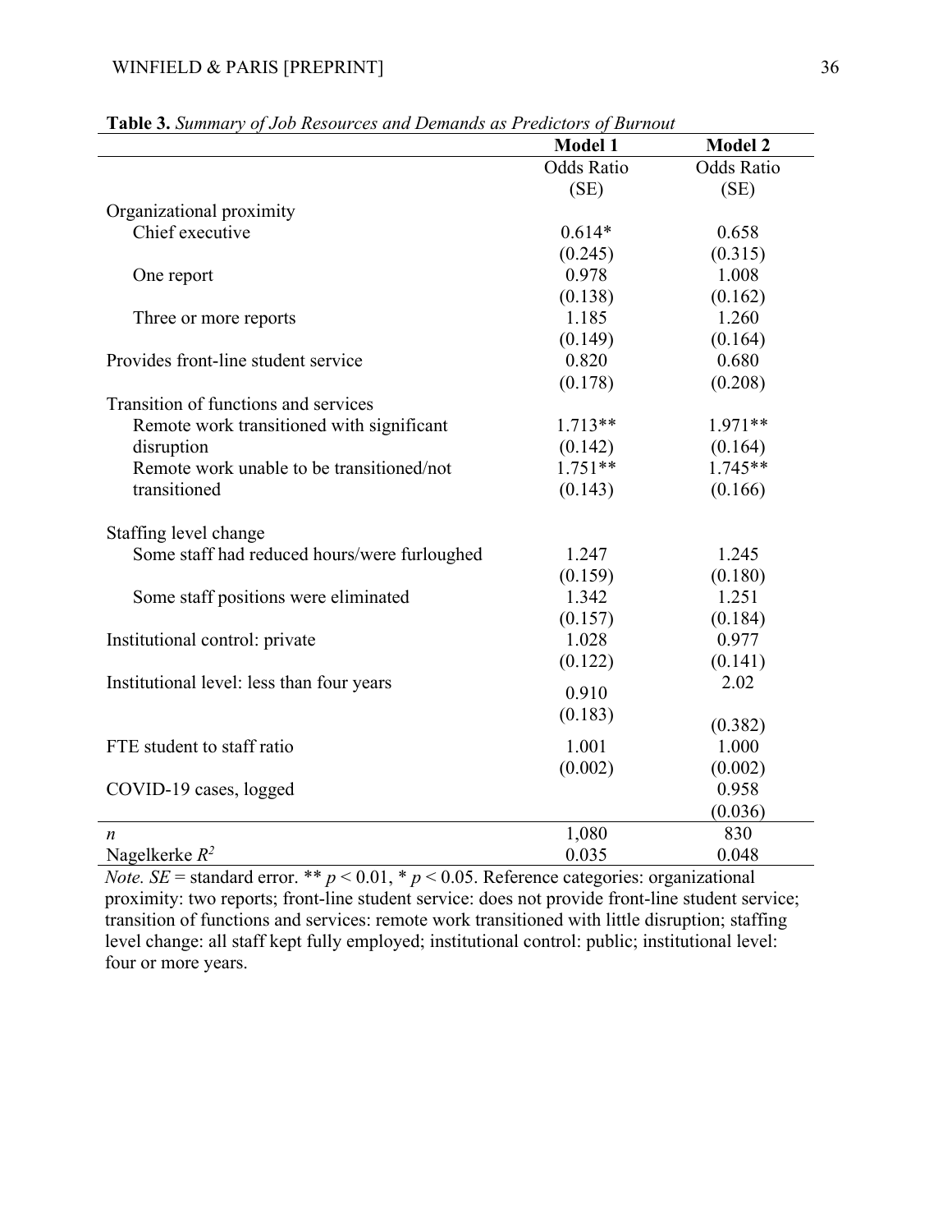**Table 3.** *Summary of Job Resources and Demands as Predictors of Burnout*

| | Model 1 | Model 2 |
|---|---|---|
| | Odds Ratio (SE) | Odds Ratio (SE) |
| Organizational proximity | | |
| Chief executive | 0.614* | 0.658 |
| | (0.245) | (0.315) |
| One report | 0.978 | 1.008 |
| | (0.138) | (0.162) |
| Three or more reports | 1.185 | 1.260 |
| | (0.149) | (0.164) |
| Provides front-line student service | 0.820 | 0.680 |
| | (0.178) | (0.208) |
| Transition of functions and services | | |
| Remote work transitioned with significant disruption | 1.713** | 1.971** |
| | (0.142) | (0.164) |
| Remote work unable to be transitioned/not transitioned | 1.751** | 1.745** |
| | (0.143) | (0.166) |
| Staffing level change | | |
| Some staff had reduced hours/were furloughed | 1.247 | 1.245 |
| | (0.159) | (0.180) |
| Some staff positions were eliminated | 1.342 | 1.251 |
| | (0.157) | (0.184) |
| Institutional control: private | 1.028 | 0.977 |
| | (0.122) | (0.141) |
| Institutional level: less than four years | 0.910 | 2.02 |
| | (0.183) | (0.382) |
| FTE student to staff ratio | 1.001 | 1.000 |
| | (0.002) | (0.002) |
| COVID-19 cases, logged | | 0.958 |
| | | (0.036) |
| $n$ | 1,080 | 830 |
| Nagelkerke $R^2$ | 0.035 | 0.048 |

*Note. SE* = standard error. ** $p < 0.01$, * $p < 0.05$. Reference categories: organizational proximity: two reports; front-line student service: does not provide front-line student service; transition of functions and services: remote work transitioned with little disruption; staffing level change: all staff kept fully employed; institutional control: public; institutional level: four or more years.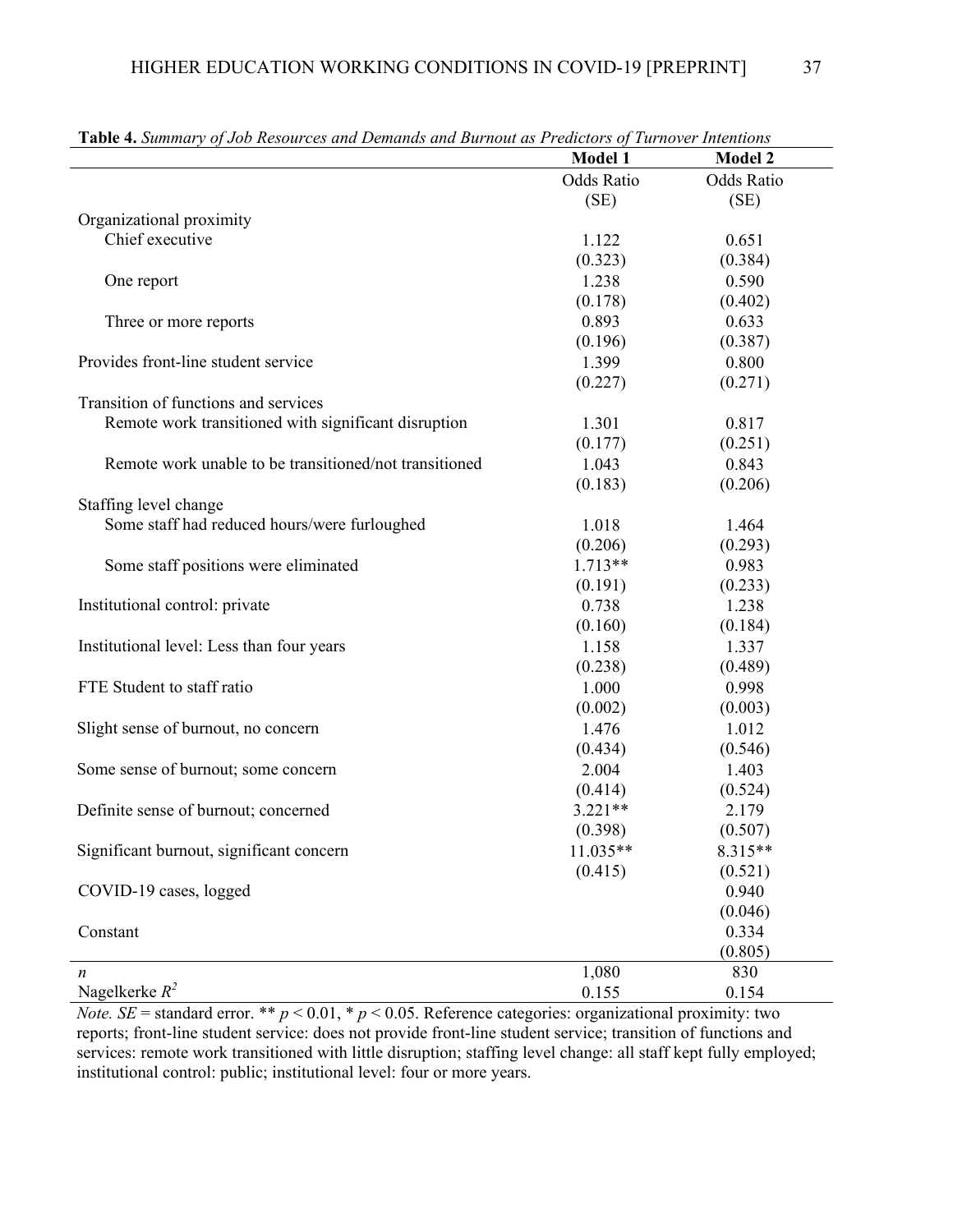**Table 4.** *Summary of Job Resources and Demands and Burnout as Predictors of Turnover Intentions*

| | **Model 1** | **Model 2** |
|---|---|---|
| | Odds Ratio (SE) | Odds Ratio (SE) |
| Organizational proximity | | |
| Chief executive | 1.122 (0.323) | 0.651 (0.384) |
| One report | 1.238 (0.178) | 0.590 (0.402) |
| Three or more reports | 0.893 (0.196) | 0.633 (0.387) |
| Provides front-line student service | 1.399 (0.227) | 0.800 (0.271) |
| Transition of functions and services | | |
| Remote work transitioned with significant disruption | 1.301 (0.177) | 0.817 (0.251) |
| Remote work unable to be transitioned/not transitioned | 1.043 (0.183) | 0.843 (0.206) |
| Staffing level change | | |
| Some staff had reduced hours/were furloughed | 1.018 (0.206) | 1.464 (0.293) |
| Some staff positions were eliminated | 1.713** (0.191) | 0.983 (0.233) |
| Institutional control: private | 0.738 (0.160) | 1.238 (0.184) |
| Institutional level: Less than four years | 1.158 (0.238) | 1.337 (0.489) |
| FTE Student to staff ratio | 1.000 (0.002) | 0.998 (0.003) |
| Slight sense of burnout, no concern | 1.476 (0.434) | 1.012 (0.546) |
| Some sense of burnout; some concern | 2.004 (0.414) | 1.403 (0.524) |
| Definite sense of burnout; concerned | 3.221** (0.398) | 2.179 (0.507) |
| Significant burnout, significant concern | 11.035** (0.415) | 8.315** (0.521) |
| COVID-19 cases, logged | | 0.940 (0.046) |
| Constant | | 0.334 (0.805) |
| *n* | 1,080 | 830 |
| Nagelkerke $R^2$ | 0.155 | 0.154 |

*Note. SE* = standard error. ** $p < 0.01$, * $p < 0.05$. Reference categories: organizational proximity: two reports; front-line student service: does not provide front-line student service; transition of functions and services: remote work transitioned with little disruption; staffing level change: all staff kept fully employed; institutional control: public; institutional level: four or more years.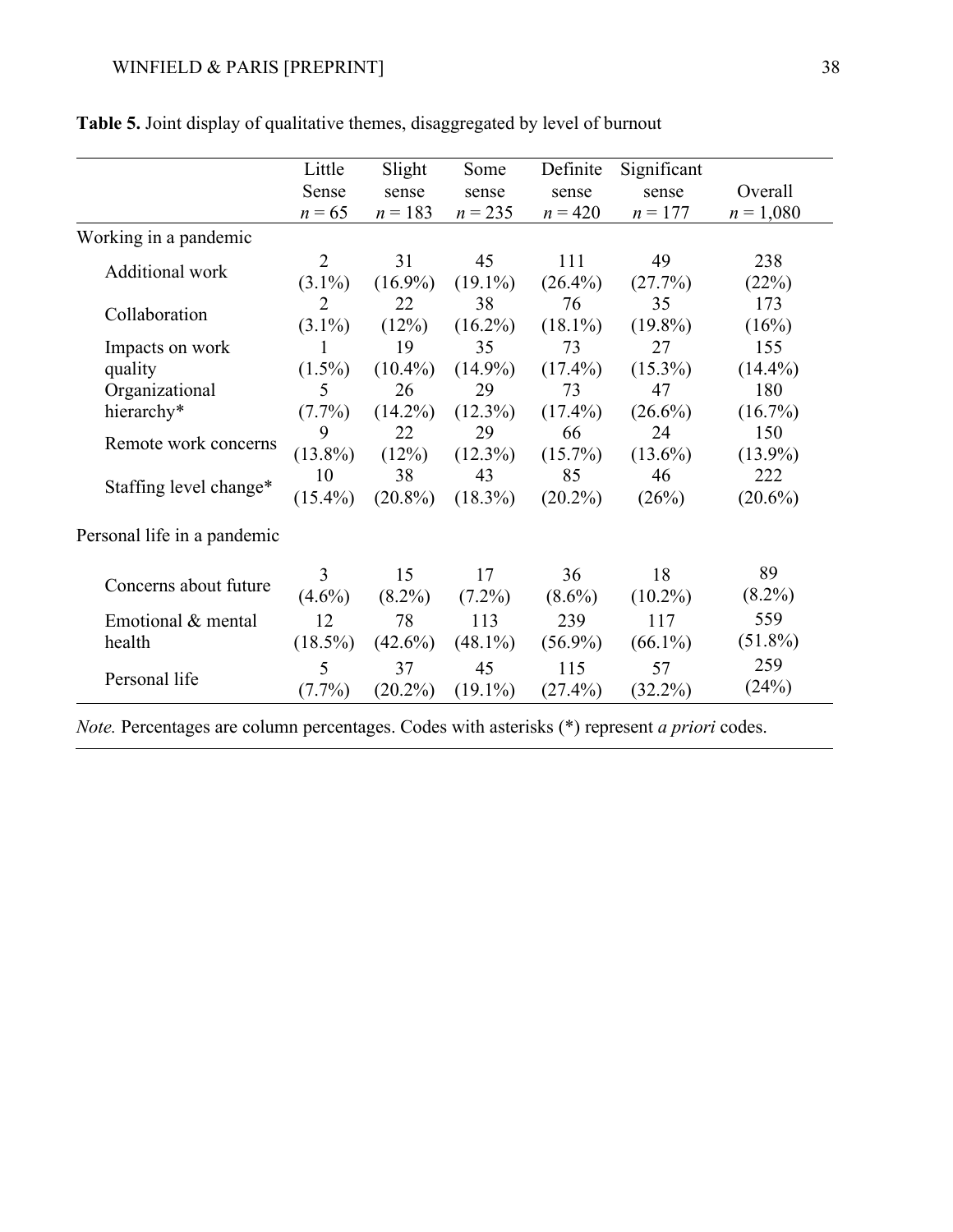**Table 5.** Joint display of qualitative themes, disaggregated by level of burnout

| | Little Sense *n* = 65 | Slight sense *n* = 183 | Some sense *n* = 235 | Definite sense *n* = 420 | Significant sense *n* = 177 | Overall *n* = 1,080 |
|---|---|---|---|---|---|---|
| Working in a pandemic | | | | | | |
| Additional work | 2 (3.1%) | 31 (16.9%) | 45 (19.1%) | 111 (26.4%) | 49 (27.7%) | 238 (22%) |
| Collaboration | 2 (3.1%) | 22 (12%) | 38 (16.2%) | 76 (18.1%) | 35 (19.8%) | 173 (16%) |
| Impacts on work quality | 1 (1.5%) | 19 (10.4%) | 35 (14.9%) | 73 (17.4%) | 27 (15.3%) | 155 (14.4%) |
| Organizational hierarchy* | 5 (7.7%) | 26 (14.2%) | 29 (12.3%) | 73 (17.4%) | 47 (26.6%) | 180 (16.7%) |
| Remote work concerns | 9 (13.8%) | 22 (12%) | 29 (12.3%) | 66 (15.7%) | 24 (13.6%) | 150 (13.9%) |
| Staffing level change* | 10 (15.4%) | 38 (20.8%) | 43 (18.3%) | 85 (20.2%) | 46 (26%) | 222 (20.6%) |
| Personal life in a pandemic | | | | | | |
| Concerns about future | 3 (4.6%) | 15 (8.2%) | 17 (7.2%) | 36 (8.6%) | 18 (10.2%) | 89 (8.2%) |
| Emotional & mental health | 12 (18.5%) | 78 (42.6%) | 113 (48.1%) | 239 (56.9%) | 117 (66.1%) | 559 (51.8%) |
| Personal life | 5 (7.7%) | 37 (20.2%) | 45 (19.1%) | 115 (27.4%) | 57 (32.2%) | 259 (24%) |

*Note.* Percentages are column percentages. Codes with asterisks (*) represent *a priori* codes.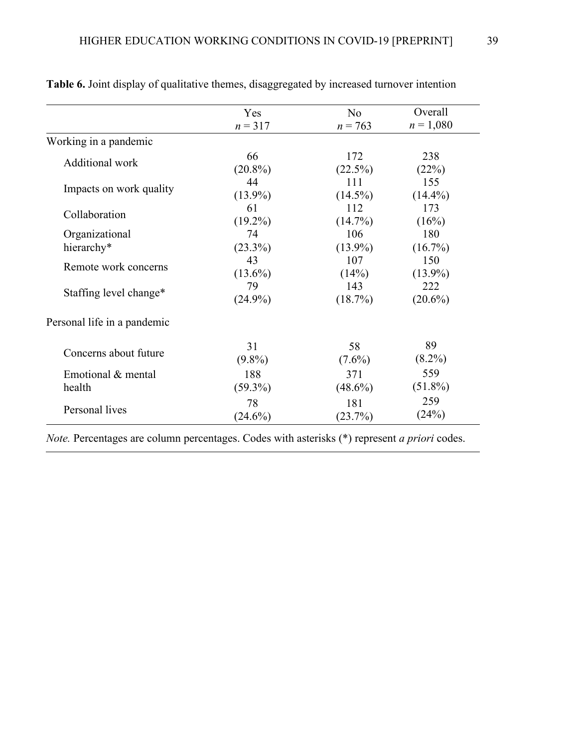**Table 6.** Joint display of qualitative themes, disaggregated by increased turnover intention

| | Yes<br>*n* = 317 | No<br>*n* = 763 | Overall<br>*n* = 1,080 |
|---|---|---|---|
| Working in a pandemic | | | |
| Additional work | 66<br>(20.8%) | 172<br>(22.5%) | 238<br>(22%) |
| Impacts on work quality | 44<br>(13.9%) | 111<br>(14.5%) | 155<br>(14.4%) |
| Collaboration | 61<br>(19.2%) | 112<br>(14.7%) | 173<br>(16%) |
| Organizational hierarchy* | 74<br>(23.3%) | 106<br>(13.9%) | 180<br>(16.7%) |
| Remote work concerns | 43<br>(13.6%) | 107<br>(14%) | 150<br>(13.9%) |
| Staffing level change* | 79<br>(24.9%) | 143<br>(18.7%) | 222<br>(20.6%) |
| Personal life in a pandemic | | | |
| Concerns about future | 31<br>(9.8%) | 58<br>(7.6%) | 89<br>(8.2%) |
| Emotional & mental health | 188<br>(59.3%) | 371<br>(48.6%) | 559<br>(51.8%) |
| Personal lives | 78<br>(24.6%) | 181<br>(23.7%) | 259<br>(24%) |

*Note.* Percentages are column percentages. Codes with asterisks (*) represent *a priori* codes.